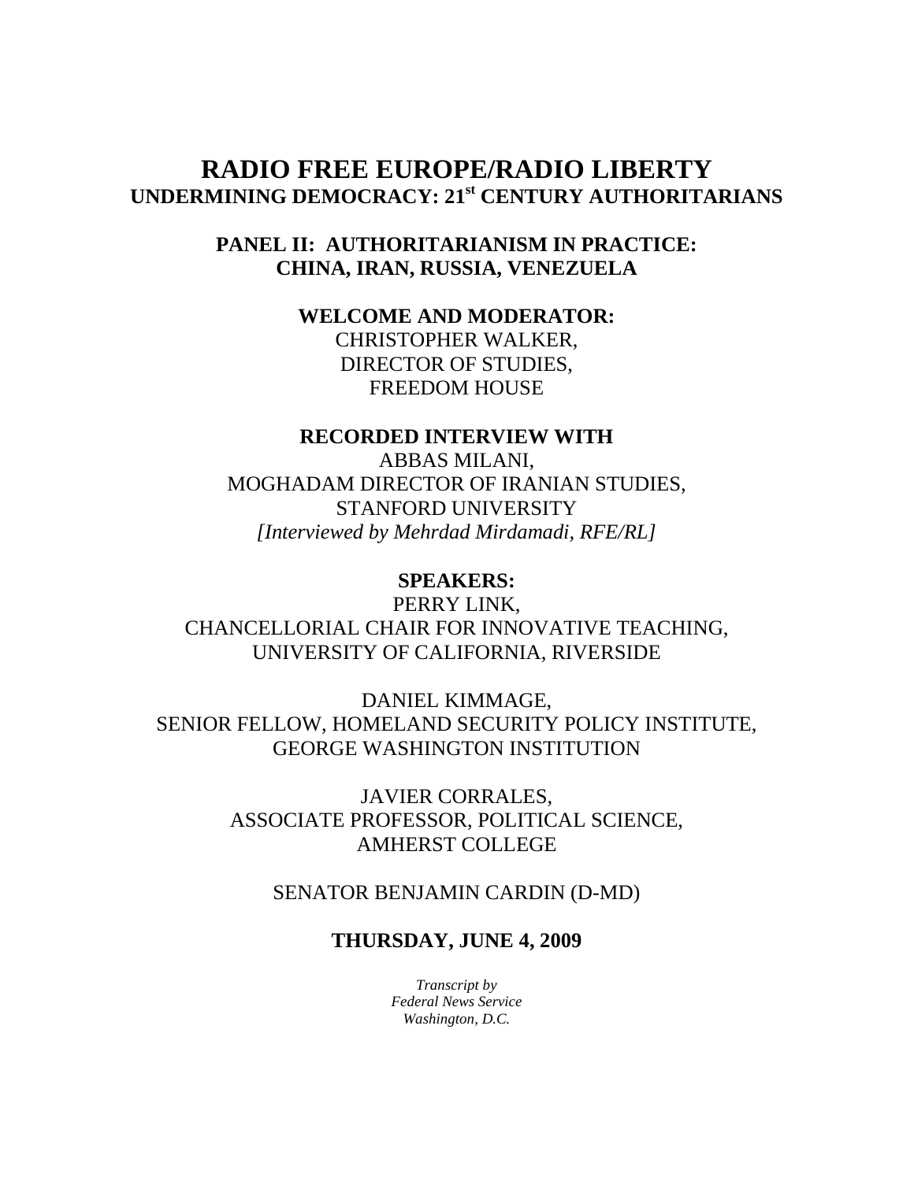# RADIO FREE EUROPE/RADIO LIBERTY

## UNDERMINING DEMOCRACY: 21st CENTURY AUTHORITARIANS

### PANEL II: AUTHORITARIANISM IN PRACTICE: CHINA, IRAN, RUSSIA, VENEZUELA

**WELCOME AND MODERATOR:**

CHRISTOPHER WALKER,
DIRECTOR OF STUDIES,
FREEDOM HOUSE

**RECORDED INTERVIEW WITH**

ABBAS MILANI,
MOGHADAM DIRECTOR OF IRANIAN STUDIES,
STANFORD UNIVERSITY
*[Interviewed by Mehrdad Mirdamadi, RFE/RL]*

**SPEAKERS:**

PERRY LINK,
CHANCELLORIAL CHAIR FOR INNOVATIVE TEACHING,
UNIVERSITY OF CALIFORNIA, RIVERSIDE

DANIEL KIMMAGE,
SENIOR FELLOW, HOMELAND SECURITY POLICY INSTITUTE,
GEORGE WASHINGTON INSTITUTION

JAVIER CORRALES,
ASSOCIATE PROFESSOR, POLITICAL SCIENCE,
AMHERST COLLEGE

SENATOR BENJAMIN CARDIN (D-MD)

**THURSDAY, JUNE 4, 2009**

*Transcript by*
*Federal News Service*
*Washington, D.C.*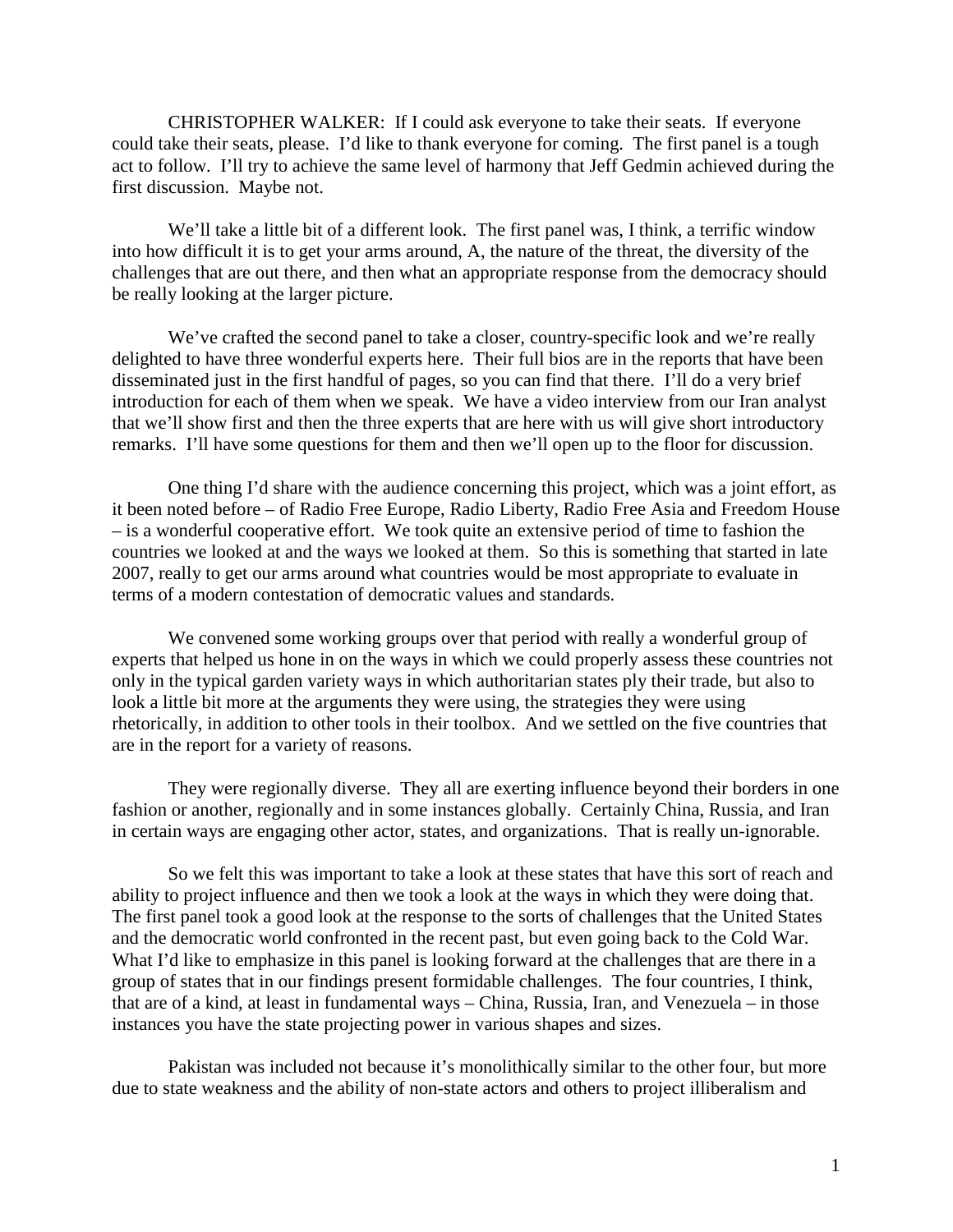CHRISTOPHER WALKER: If I could ask everyone to take their seats. If everyone could take their seats, please. I'd like to thank everyone for coming. The first panel is a tough act to follow. I'll try to achieve the same level of harmony that Jeff Gedmin achieved during the first discussion. Maybe not.

We'll take a little bit of a different look. The first panel was, I think, a terrific window into how difficult it is to get your arms around, A, the nature of the threat, the diversity of the challenges that are out there, and then what an appropriate response from the democracy should be really looking at the larger picture.

We've crafted the second panel to take a closer, country-specific look and we're really delighted to have three wonderful experts here. Their full bios are in the reports that have been disseminated just in the first handful of pages, so you can find that there. I'll do a very brief introduction for each of them when we speak. We have a video interview from our Iran analyst that we'll show first and then the three experts that are here with us will give short introductory remarks. I'll have some questions for them and then we'll open up to the floor for discussion.

One thing I'd share with the audience concerning this project, which was a joint effort, as it been noted before – of Radio Free Europe, Radio Liberty, Radio Free Asia and Freedom House – is a wonderful cooperative effort. We took quite an extensive period of time to fashion the countries we looked at and the ways we looked at them. So this is something that started in late 2007, really to get our arms around what countries would be most appropriate to evaluate in terms of a modern contestation of democratic values and standards.

We convened some working groups over that period with really a wonderful group of experts that helped us hone in on the ways in which we could properly assess these countries not only in the typical garden variety ways in which authoritarian states ply their trade, but also to look a little bit more at the arguments they were using, the strategies they were using rhetorically, in addition to other tools in their toolbox. And we settled on the five countries that are in the report for a variety of reasons.

They were regionally diverse. They all are exerting influence beyond their borders in one fashion or another, regionally and in some instances globally. Certainly China, Russia, and Iran in certain ways are engaging other actor, states, and organizations. That is really un-ignorable.

So we felt this was important to take a look at these states that have this sort of reach and ability to project influence and then we took a look at the ways in which they were doing that. The first panel took a good look at the response to the sorts of challenges that the United States and the democratic world confronted in the recent past, but even going back to the Cold War. What I'd like to emphasize in this panel is looking forward at the challenges that are there in a group of states that in our findings present formidable challenges. The four countries, I think, that are of a kind, at least in fundamental ways – China, Russia, Iran, and Venezuela – in those instances you have the state projecting power in various shapes and sizes.

Pakistan was included not because it's monolithically similar to the other four, but more due to state weakness and the ability of non-state actors and others to project illiberalism and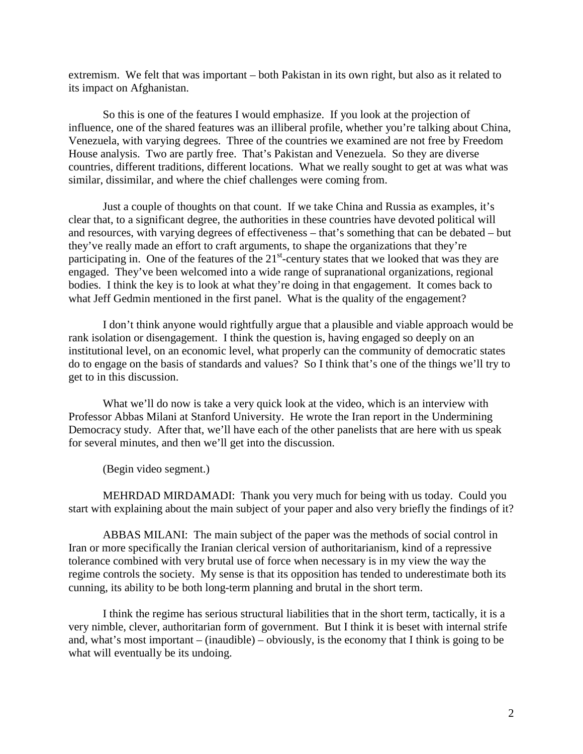extremism. We felt that was important – both Pakistan in its own right, but also as it related to its impact on Afghanistan.

So this is one of the features I would emphasize. If you look at the projection of influence, one of the shared features was an illiberal profile, whether you're talking about China, Venezuela, with varying degrees. Three of the countries we examined are not free by Freedom House analysis. Two are partly free. That's Pakistan and Venezuela. So they are diverse countries, different traditions, different locations. What we really sought to get at was what was similar, dissimilar, and where the chief challenges were coming from.

Just a couple of thoughts on that count. If we take China and Russia as examples, it's clear that, to a significant degree, the authorities in these countries have devoted political will and resources, with varying degrees of effectiveness – that's something that can be debated – but they've really made an effort to craft arguments, to shape the organizations that they're participating in. One of the features of the 21st-century states that we looked that was they are engaged. They've been welcomed into a wide range of supranational organizations, regional bodies. I think the key is to look at what they're doing in that engagement. It comes back to what Jeff Gedmin mentioned in the first panel. What is the quality of the engagement?

I don't think anyone would rightfully argue that a plausible and viable approach would be rank isolation or disengagement. I think the question is, having engaged so deeply on an institutional level, on an economic level, what properly can the community of democratic states do to engage on the basis of standards and values? So I think that's one of the things we'll try to get to in this discussion.

What we'll do now is take a very quick look at the video, which is an interview with Professor Abbas Milani at Stanford University. He wrote the Iran report in the Undermining Democracy study. After that, we'll have each of the other panelists that are here with us speak for several minutes, and then we'll get into the discussion.

(Begin video segment.)

MEHRDAD MIRDAMADI: Thank you very much for being with us today. Could you start with explaining about the main subject of your paper and also very briefly the findings of it?

ABBAS MILANI: The main subject of the paper was the methods of social control in Iran or more specifically the Iranian clerical version of authoritarianism, kind of a repressive tolerance combined with very brutal use of force when necessary is in my view the way the regime controls the society. My sense is that its opposition has tended to underestimate both its cunning, its ability to be both long-term planning and brutal in the short term.

I think the regime has serious structural liabilities that in the short term, tactically, it is a very nimble, clever, authoritarian form of government. But I think it is beset with internal strife and, what's most important – (inaudible) – obviously, is the economy that I think is going to be what will eventually be its undoing.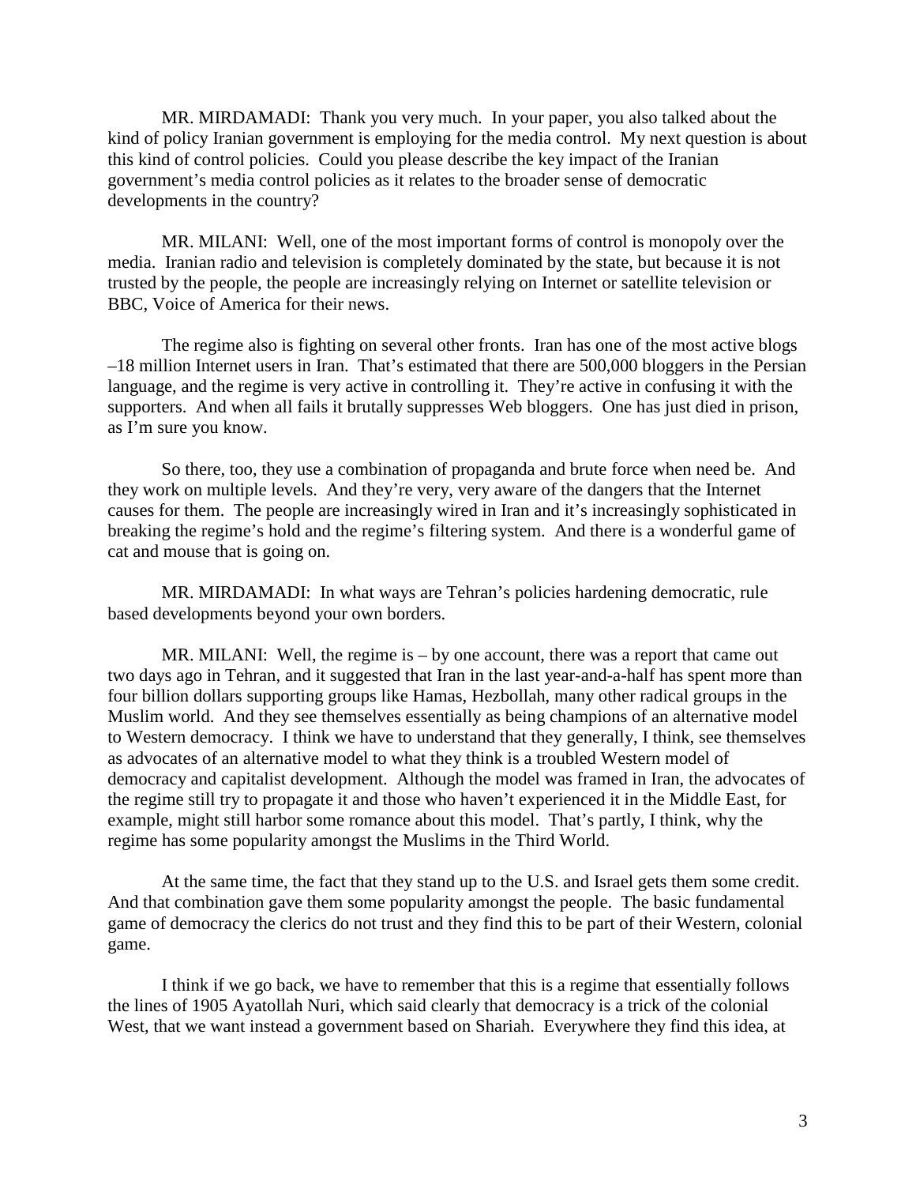MR. MIRDAMADI: Thank you very much. In your paper, you also talked about the kind of policy Iranian government is employing for the media control. My next question is about this kind of control policies. Could you please describe the key impact of the Iranian government's media control policies as it relates to the broader sense of democratic developments in the country?

MR. MILANI: Well, one of the most important forms of control is monopoly over the media. Iranian radio and television is completely dominated by the state, but because it is not trusted by the people, the people are increasingly relying on Internet or satellite television or BBC, Voice of America for their news.

The regime also is fighting on several other fronts. Iran has one of the most active blogs –18 million Internet users in Iran. That's estimated that there are 500,000 bloggers in the Persian language, and the regime is very active in controlling it. They're active in confusing it with the supporters. And when all fails it brutally suppresses Web bloggers. One has just died in prison, as I'm sure you know.

So there, too, they use a combination of propaganda and brute force when need be. And they work on multiple levels. And they're very, very aware of the dangers that the Internet causes for them. The people are increasingly wired in Iran and it's increasingly sophisticated in breaking the regime's hold and the regime's filtering system. And there is a wonderful game of cat and mouse that is going on.

MR. MIRDAMADI: In what ways are Tehran's policies hardening democratic, rule based developments beyond your own borders.

MR. MILANI: Well, the regime is – by one account, there was a report that came out two days ago in Tehran, and it suggested that Iran in the last year-and-a-half has spent more than four billion dollars supporting groups like Hamas, Hezbollah, many other radical groups in the Muslim world. And they see themselves essentially as being champions of an alternative model to Western democracy. I think we have to understand that they generally, I think, see themselves as advocates of an alternative model to what they think is a troubled Western model of democracy and capitalist development. Although the model was framed in Iran, the advocates of the regime still try to propagate it and those who haven't experienced it in the Middle East, for example, might still harbor some romance about this model. That's partly, I think, why the regime has some popularity amongst the Muslims in the Third World.

At the same time, the fact that they stand up to the U.S. and Israel gets them some credit. And that combination gave them some popularity amongst the people. The basic fundamental game of democracy the clerics do not trust and they find this to be part of their Western, colonial game.

I think if we go back, we have to remember that this is a regime that essentially follows the lines of 1905 Ayatollah Nuri, which said clearly that democracy is a trick of the colonial West, that we want instead a government based on Shariah. Everywhere they find this idea, at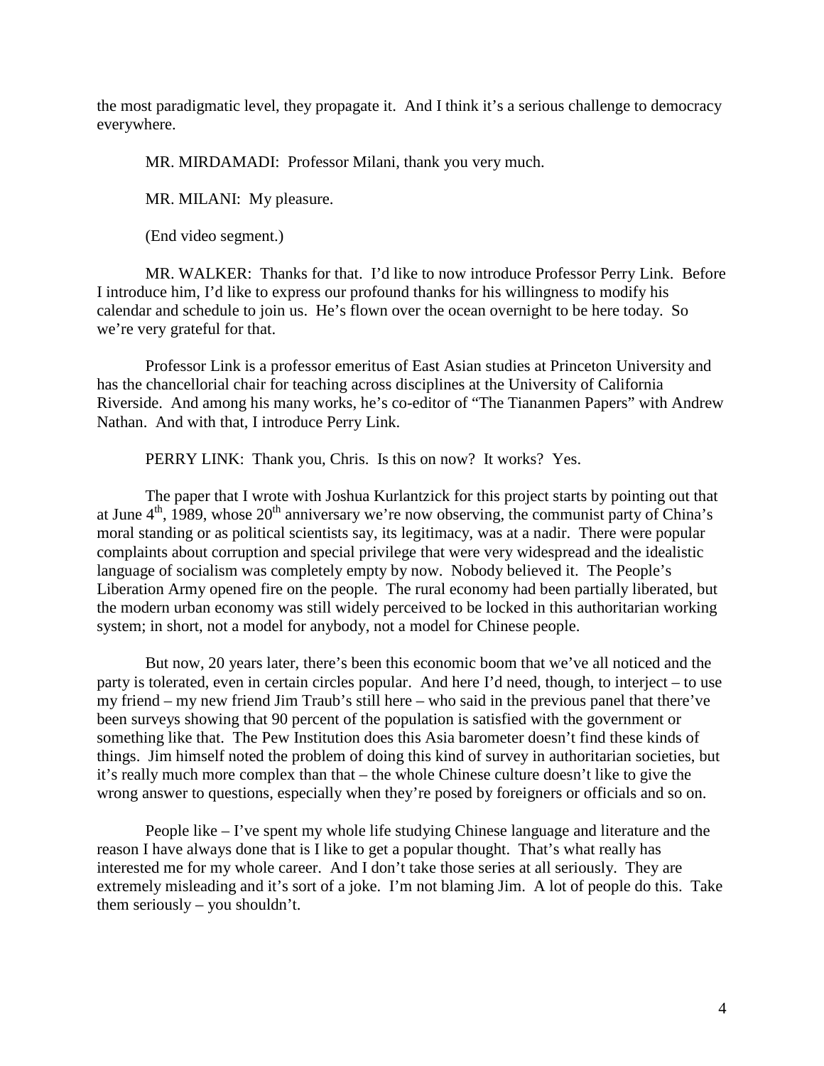the most paradigmatic level, they propagate it. And I think it's a serious challenge to democracy everywhere.

MR. MIRDAMADI: Professor Milani, thank you very much.

MR. MILANI: My pleasure.

(End video segment.)

MR. WALKER: Thanks for that. I'd like to now introduce Professor Perry Link. Before I introduce him, I'd like to express our profound thanks for his willingness to modify his calendar and schedule to join us. He's flown over the ocean overnight to be here today. So we're very grateful for that.

Professor Link is a professor emeritus of East Asian studies at Princeton University and has the chancellorial chair for teaching across disciplines at the University of California Riverside. And among his many works, he's co-editor of "The Tiananmen Papers" with Andrew Nathan. And with that, I introduce Perry Link.

PERRY LINK: Thank you, Chris. Is this on now? It works? Yes.

The paper that I wrote with Joshua Kurlantzick for this project starts by pointing out that at June 4th, 1989, whose 20th anniversary we're now observing, the communist party of China's moral standing or as political scientists say, its legitimacy, was at a nadir. There were popular complaints about corruption and special privilege that were very widespread and the idealistic language of socialism was completely empty by now. Nobody believed it. The People's Liberation Army opened fire on the people. The rural economy had been partially liberated, but the modern urban economy was still widely perceived to be locked in this authoritarian working system; in short, not a model for anybody, not a model for Chinese people.

But now, 20 years later, there's been this economic boom that we've all noticed and the party is tolerated, even in certain circles popular. And here I'd need, though, to interject – to use my friend – my new friend Jim Traub's still here – who said in the previous panel that there've been surveys showing that 90 percent of the population is satisfied with the government or something like that. The Pew Institution does this Asia barometer doesn't find these kinds of things. Jim himself noted the problem of doing this kind of survey in authoritarian societies, but it's really much more complex than that – the whole Chinese culture doesn't like to give the wrong answer to questions, especially when they're posed by foreigners or officials and so on.

People like – I've spent my whole life studying Chinese language and literature and the reason I have always done that is I like to get a popular thought. That's what really has interested me for my whole career. And I don't take those series at all seriously. They are extremely misleading and it's sort of a joke. I'm not blaming Jim. A lot of people do this. Take them seriously – you shouldn't.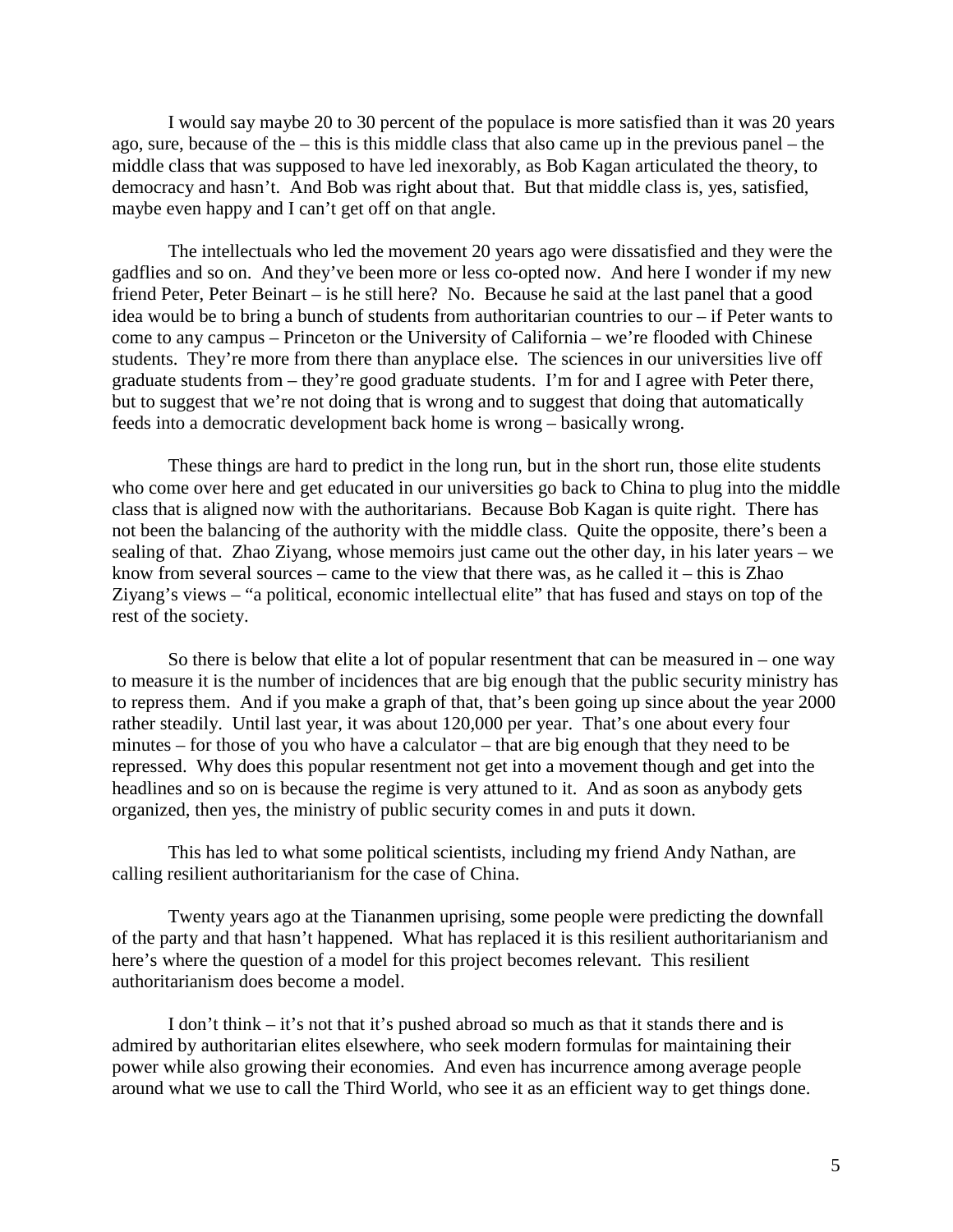I would say maybe 20 to 30 percent of the populace is more satisfied than it was 20 years ago, sure, because of the – this is this middle class that also came up in the previous panel – the middle class that was supposed to have led inexorably, as Bob Kagan articulated the theory, to democracy and hasn't. And Bob was right about that. But that middle class is, yes, satisfied, maybe even happy and I can't get off on that angle.

The intellectuals who led the movement 20 years ago were dissatisfied and they were the gadflies and so on. And they've been more or less co-opted now. And here I wonder if my new friend Peter, Peter Beinart – is he still here? No. Because he said at the last panel that a good idea would be to bring a bunch of students from authoritarian countries to our – if Peter wants to come to any campus – Princeton or the University of California – we're flooded with Chinese students. They're more from there than anyplace else. The sciences in our universities live off graduate students from – they're good graduate students. I'm for and I agree with Peter there, but to suggest that we're not doing that is wrong and to suggest that doing that automatically feeds into a democratic development back home is wrong – basically wrong.

These things are hard to predict in the long run, but in the short run, those elite students who come over here and get educated in our universities go back to China to plug into the middle class that is aligned now with the authoritarians. Because Bob Kagan is quite right. There has not been the balancing of the authority with the middle class. Quite the opposite, there's been a sealing of that. Zhao Ziyang, whose memoirs just came out the other day, in his later years – we know from several sources – came to the view that there was, as he called it – this is Zhao Ziyang's views – "a political, economic intellectual elite" that has fused and stays on top of the rest of the society.

So there is below that elite a lot of popular resentment that can be measured in – one way to measure it is the number of incidences that are big enough that the public security ministry has to repress them. And if you make a graph of that, that's been going up since about the year 2000 rather steadily. Until last year, it was about 120,000 per year. That's one about every four minutes – for those of you who have a calculator – that are big enough that they need to be repressed. Why does this popular resentment not get into a movement though and get into the headlines and so on is because the regime is very attuned to it. And as soon as anybody gets organized, then yes, the ministry of public security comes in and puts it down.

This has led to what some political scientists, including my friend Andy Nathan, are calling resilient authoritarianism for the case of China.

Twenty years ago at the Tiananmen uprising, some people were predicting the downfall of the party and that hasn't happened. What has replaced it is this resilient authoritarianism and here's where the question of a model for this project becomes relevant. This resilient authoritarianism does become a model.

I don't think – it's not that it's pushed abroad so much as that it stands there and is admired by authoritarian elites elsewhere, who seek modern formulas for maintaining their power while also growing their economies. And even has incurrence among average people around what we use to call the Third World, who see it as an efficient way to get things done.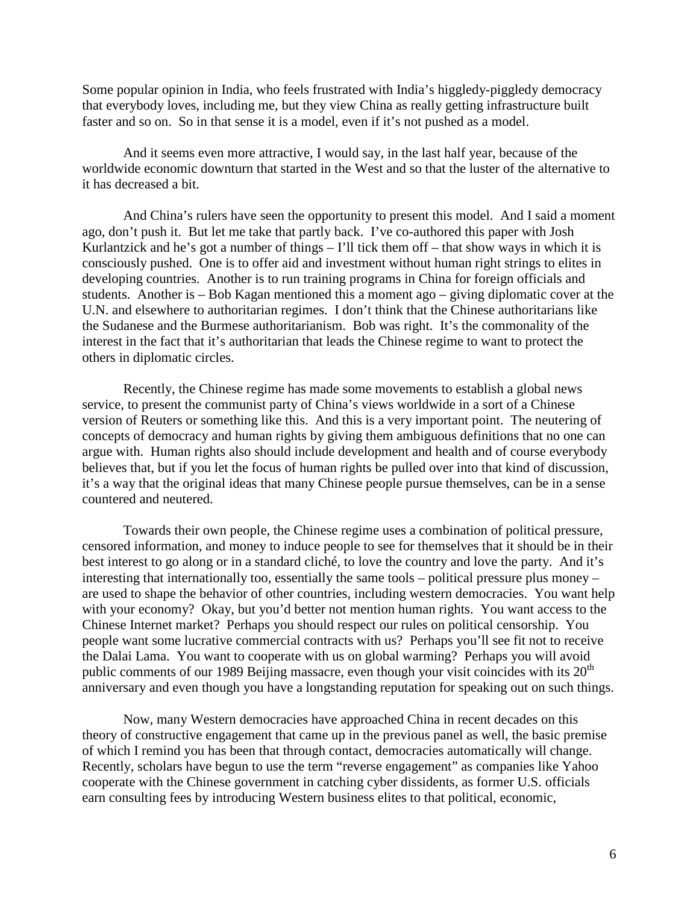Some popular opinion in India, who feels frustrated with India's higgledy-piggledy democracy that everybody loves, including me, but they view China as really getting infrastructure built faster and so on. So in that sense it is a model, even if it's not pushed as a model.

And it seems even more attractive, I would say, in the last half year, because of the worldwide economic downturn that started in the West and so that the luster of the alternative to it has decreased a bit.

And China's rulers have seen the opportunity to present this model. And I said a moment ago, don't push it. But let me take that partly back. I've co-authored this paper with Josh Kurlantzick and he's got a number of things – I'll tick them off – that show ways in which it is consciously pushed. One is to offer aid and investment without human right strings to elites in developing countries. Another is to run training programs in China for foreign officials and students. Another is – Bob Kagan mentioned this a moment ago – giving diplomatic cover at the U.N. and elsewhere to authoritarian regimes. I don't think that the Chinese authoritarians like the Sudanese and the Burmese authoritarianism. Bob was right. It's the commonality of the interest in the fact that it's authoritarian that leads the Chinese regime to want to protect the others in diplomatic circles.

Recently, the Chinese regime has made some movements to establish a global news service, to present the communist party of China's views worldwide in a sort of a Chinese version of Reuters or something like this. And this is a very important point. The neutering of concepts of democracy and human rights by giving them ambiguous definitions that no one can argue with. Human rights also should include development and health and of course everybody believes that, but if you let the focus of human rights be pulled over into that kind of discussion, it's a way that the original ideas that many Chinese people pursue themselves, can be in a sense countered and neutered.

Towards their own people, the Chinese regime uses a combination of political pressure, censored information, and money to induce people to see for themselves that it should be in their best interest to go along or in a standard cliché, to love the country and love the party. And it's interesting that internationally too, essentially the same tools – political pressure plus money – are used to shape the behavior of other countries, including western democracies. You want help with your economy? Okay, but you'd better not mention human rights. You want access to the Chinese Internet market? Perhaps you should respect our rules on political censorship. You people want some lucrative commercial contracts with us? Perhaps you'll see fit not to receive the Dalai Lama. You want to cooperate with us on global warming? Perhaps you will avoid public comments of our 1989 Beijing massacre, even though your visit coincides with its 20th anniversary and even though you have a longstanding reputation for speaking out on such things.

Now, many Western democracies have approached China in recent decades on this theory of constructive engagement that came up in the previous panel as well, the basic premise of which I remind you has been that through contact, democracies automatically will change. Recently, scholars have begun to use the term "reverse engagement" as companies like Yahoo cooperate with the Chinese government in catching cyber dissidents, as former U.S. officials earn consulting fees by introducing Western business elites to that political, economic,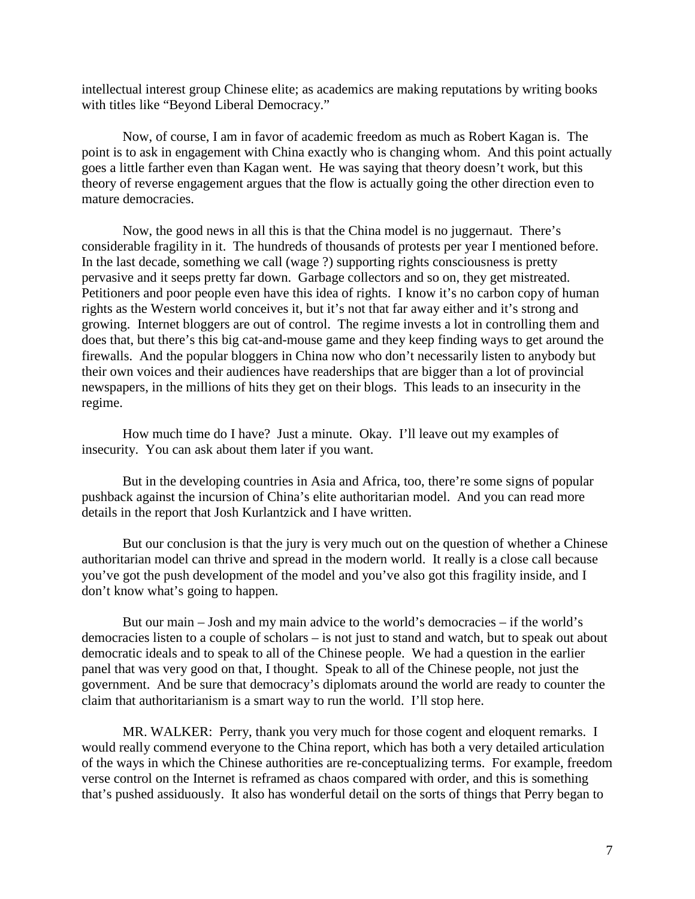intellectual interest group Chinese elite; as academics are making reputations by writing books with titles like "Beyond Liberal Democracy."

Now, of course, I am in favor of academic freedom as much as Robert Kagan is. The point is to ask in engagement with China exactly who is changing whom. And this point actually goes a little farther even than Kagan went. He was saying that theory doesn't work, but this theory of reverse engagement argues that the flow is actually going the other direction even to mature democracies.

Now, the good news in all this is that the China model is no juggernaut. There's considerable fragility in it. The hundreds of thousands of protests per year I mentioned before. In the last decade, something we call (wage ?) supporting rights consciousness is pretty pervasive and it seeps pretty far down. Garbage collectors and so on, they get mistreated. Petitioners and poor people even have this idea of rights. I know it's no carbon copy of human rights as the Western world conceives it, but it's not that far away either and it's strong and growing. Internet bloggers are out of control. The regime invests a lot in controlling them and does that, but there's this big cat-and-mouse game and they keep finding ways to get around the firewalls. And the popular bloggers in China now who don't necessarily listen to anybody but their own voices and their audiences have readerships that are bigger than a lot of provincial newspapers, in the millions of hits they get on their blogs. This leads to an insecurity in the regime.

How much time do I have? Just a minute. Okay. I'll leave out my examples of insecurity. You can ask about them later if you want.

But in the developing countries in Asia and Africa, too, there're some signs of popular pushback against the incursion of China's elite authoritarian model. And you can read more details in the report that Josh Kurlantzick and I have written.

But our conclusion is that the jury is very much out on the question of whether a Chinese authoritarian model can thrive and spread in the modern world. It really is a close call because you've got the push development of the model and you've also got this fragility inside, and I don't know what's going to happen.

But our main – Josh and my main advice to the world's democracies – if the world's democracies listen to a couple of scholars – is not just to stand and watch, but to speak out about democratic ideals and to speak to all of the Chinese people. We had a question in the earlier panel that was very good on that, I thought. Speak to all of the Chinese people, not just the government. And be sure that democracy's diplomats around the world are ready to counter the claim that authoritarianism is a smart way to run the world. I'll stop here.

MR. WALKER: Perry, thank you very much for those cogent and eloquent remarks. I would really commend everyone to the China report, which has both a very detailed articulation of the ways in which the Chinese authorities are re-conceptualizing terms. For example, freedom verse control on the Internet is reframed as chaos compared with order, and this is something that's pushed assiduously. It also has wonderful detail on the sorts of things that Perry began to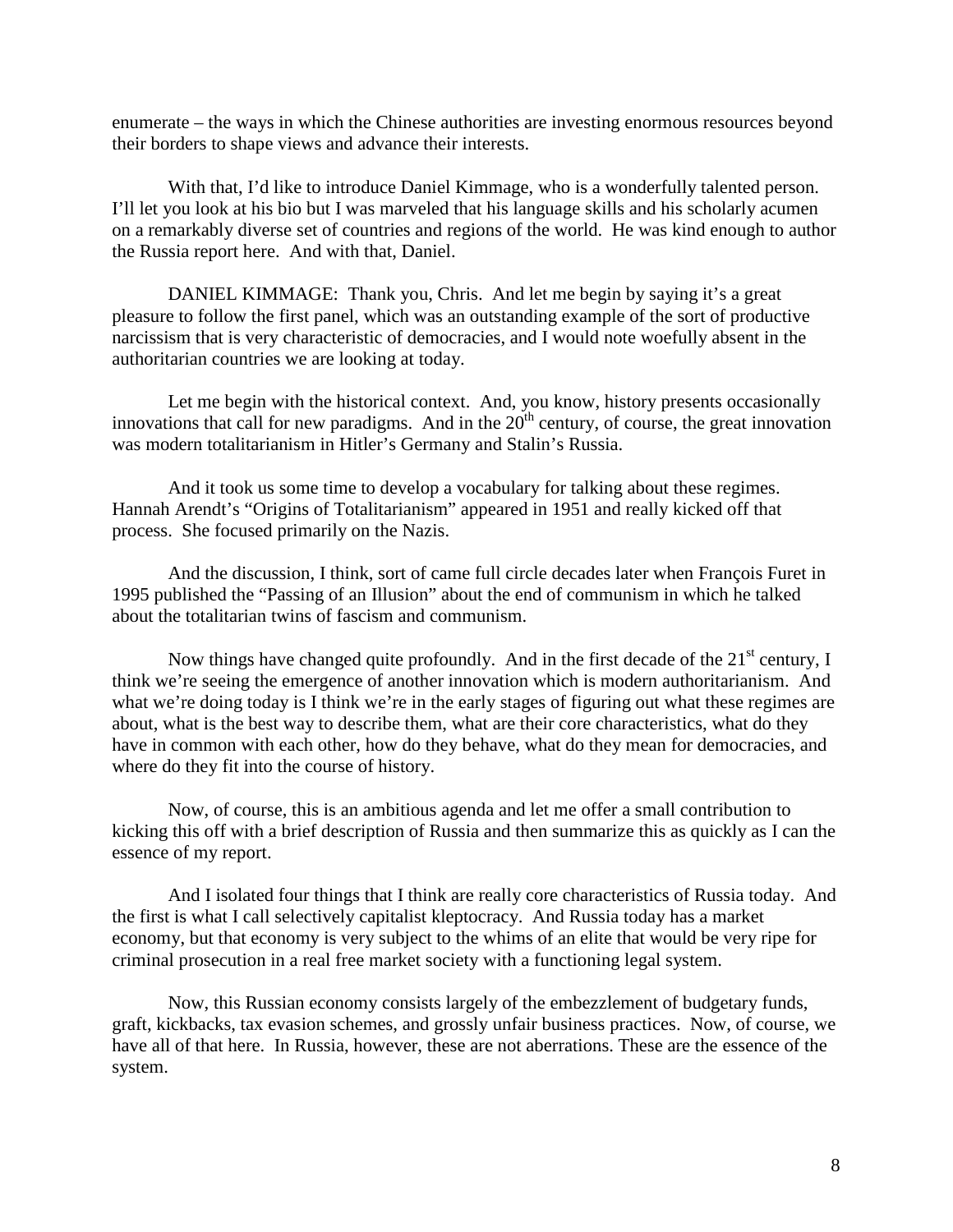enumerate – the ways in which the Chinese authorities are investing enormous resources beyond their borders to shape views and advance their interests.

With that, I'd like to introduce Daniel Kimmage, who is a wonderfully talented person. I'll let you look at his bio but I was marveled that his language skills and his scholarly acumen on a remarkably diverse set of countries and regions of the world. He was kind enough to author the Russia report here. And with that, Daniel.

DANIEL KIMMAGE: Thank you, Chris. And let me begin by saying it's a great pleasure to follow the first panel, which was an outstanding example of the sort of productive narcissism that is very characteristic of democracies, and I would note woefully absent in the authoritarian countries we are looking at today.

Let me begin with the historical context. And, you know, history presents occasionally innovations that call for new paradigms. And in the 20th century, of course, the great innovation was modern totalitarianism in Hitler's Germany and Stalin's Russia.

And it took us some time to develop a vocabulary for talking about these regimes. Hannah Arendt's "Origins of Totalitarianism" appeared in 1951 and really kicked off that process. She focused primarily on the Nazis.

And the discussion, I think, sort of came full circle decades later when François Furet in 1995 published the "Passing of an Illusion" about the end of communism in which he talked about the totalitarian twins of fascism and communism.

Now things have changed quite profoundly. And in the first decade of the 21st century, I think we're seeing the emergence of another innovation which is modern authoritarianism. And what we're doing today is I think we're in the early stages of figuring out what these regimes are about, what is the best way to describe them, what are their core characteristics, what do they have in common with each other, how do they behave, what do they mean for democracies, and where do they fit into the course of history.

Now, of course, this is an ambitious agenda and let me offer a small contribution to kicking this off with a brief description of Russia and then summarize this as quickly as I can the essence of my report.

And I isolated four things that I think are really core characteristics of Russia today. And the first is what I call selectively capitalist kleptocracy. And Russia today has a market economy, but that economy is very subject to the whims of an elite that would be very ripe for criminal prosecution in a real free market society with a functioning legal system.

Now, this Russian economy consists largely of the embezzlement of budgetary funds, graft, kickbacks, tax evasion schemes, and grossly unfair business practices. Now, of course, we have all of that here. In Russia, however, these are not aberrations. These are the essence of the system.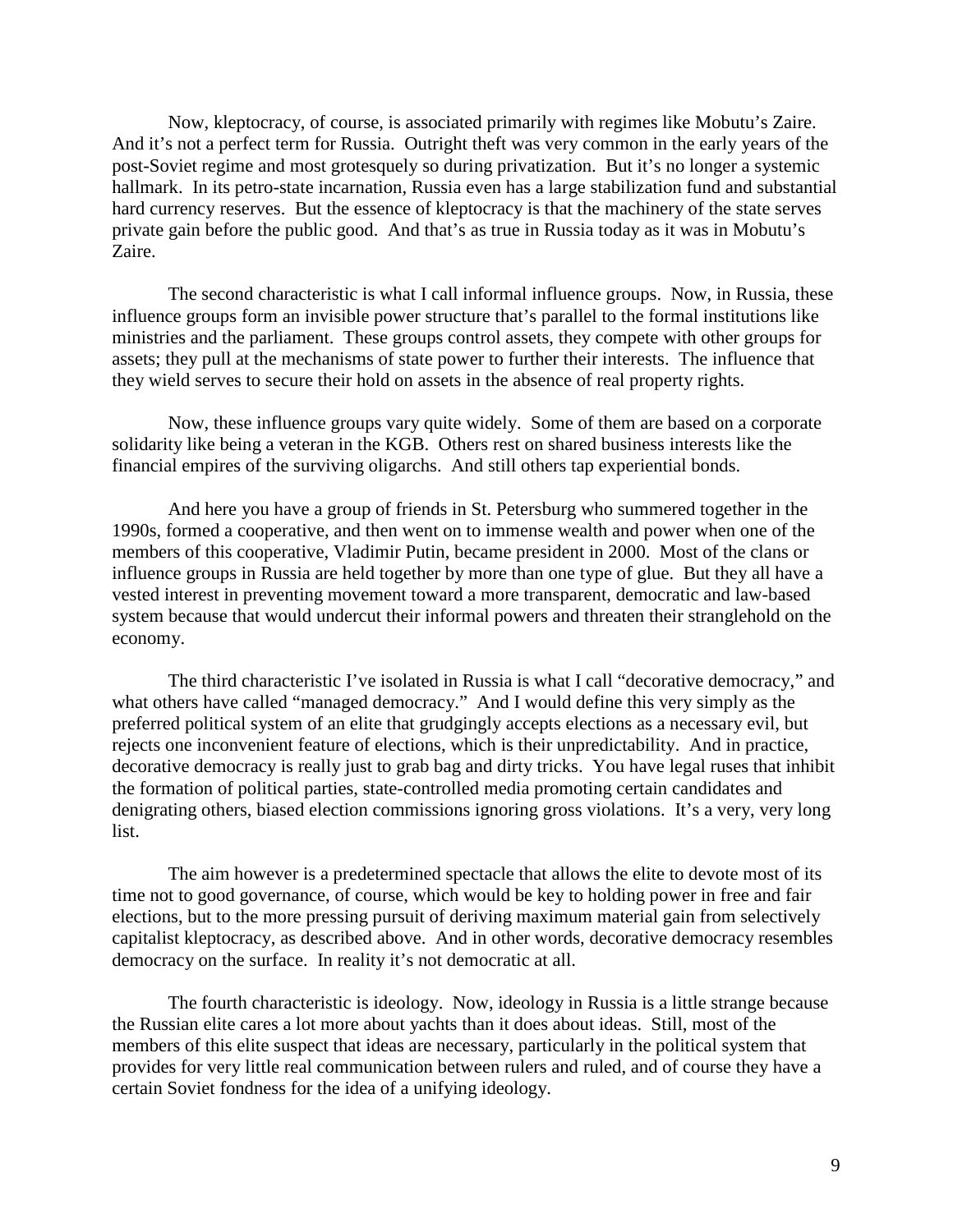Now, kleptocracy, of course, is associated primarily with regimes like Mobutu's Zaire. And it's not a perfect term for Russia. Outright theft was very common in the early years of the post-Soviet regime and most grotesquely so during privatization. But it's no longer a systemic hallmark. In its petro-state incarnation, Russia even has a large stabilization fund and substantial hard currency reserves. But the essence of kleptocracy is that the machinery of the state serves private gain before the public good. And that's as true in Russia today as it was in Mobutu's Zaire.

The second characteristic is what I call informal influence groups. Now, in Russia, these influence groups form an invisible power structure that's parallel to the formal institutions like ministries and the parliament. These groups control assets, they compete with other groups for assets; they pull at the mechanisms of state power to further their interests. The influence that they wield serves to secure their hold on assets in the absence of real property rights.

Now, these influence groups vary quite widely. Some of them are based on a corporate solidarity like being a veteran in the KGB. Others rest on shared business interests like the financial empires of the surviving oligarchs. And still others tap experiential bonds.

And here you have a group of friends in St. Petersburg who summered together in the 1990s, formed a cooperative, and then went on to immense wealth and power when one of the members of this cooperative, Vladimir Putin, became president in 2000. Most of the clans or influence groups in Russia are held together by more than one type of glue. But they all have a vested interest in preventing movement toward a more transparent, democratic and law-based system because that would undercut their informal powers and threaten their stranglehold on the economy.

The third characteristic I've isolated in Russia is what I call "decorative democracy," and what others have called "managed democracy." And I would define this very simply as the preferred political system of an elite that grudgingly accepts elections as a necessary evil, but rejects one inconvenient feature of elections, which is their unpredictability. And in practice, decorative democracy is really just to grab bag and dirty tricks. You have legal ruses that inhibit the formation of political parties, state-controlled media promoting certain candidates and denigrating others, biased election commissions ignoring gross violations. It's a very, very long list.

The aim however is a predetermined spectacle that allows the elite to devote most of its time not to good governance, of course, which would be key to holding power in free and fair elections, but to the more pressing pursuit of deriving maximum material gain from selectively capitalist kleptocracy, as described above. And in other words, decorative democracy resembles democracy on the surface. In reality it's not democratic at all.

The fourth characteristic is ideology. Now, ideology in Russia is a little strange because the Russian elite cares a lot more about yachts than it does about ideas. Still, most of the members of this elite suspect that ideas are necessary, particularly in the political system that provides for very little real communication between rulers and ruled, and of course they have a certain Soviet fondness for the idea of a unifying ideology.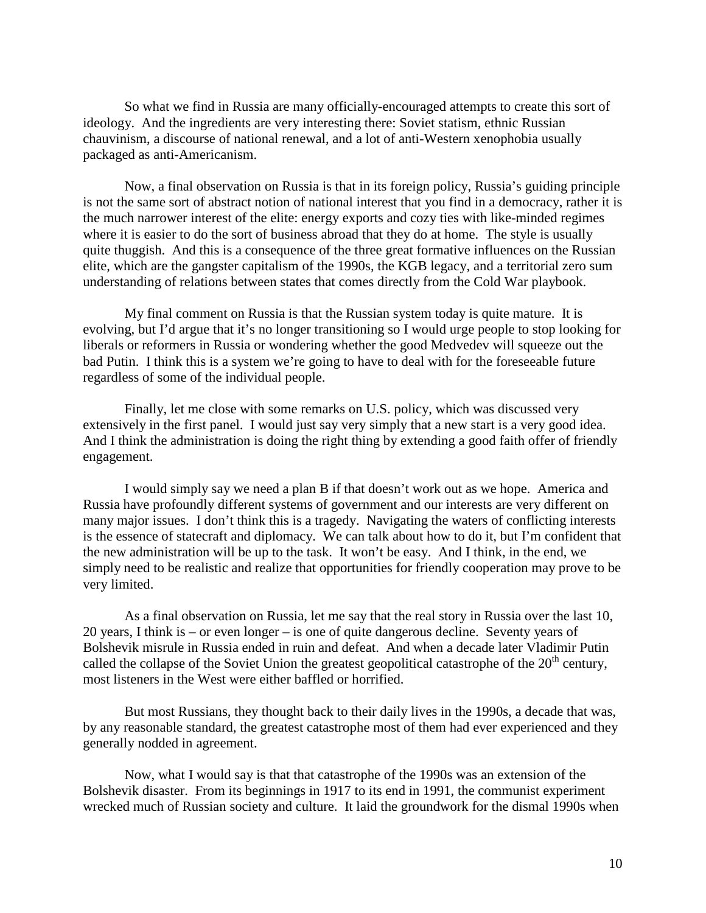So what we find in Russia are many officially-encouraged attempts to create this sort of ideology. And the ingredients are very interesting there: Soviet statism, ethnic Russian chauvinism, a discourse of national renewal, and a lot of anti-Western xenophobia usually packaged as anti-Americanism.

Now, a final observation on Russia is that in its foreign policy, Russia's guiding principle is not the same sort of abstract notion of national interest that you find in a democracy, rather it is the much narrower interest of the elite: energy exports and cozy ties with like-minded regimes where it is easier to do the sort of business abroad that they do at home. The style is usually quite thuggish. And this is a consequence of the three great formative influences on the Russian elite, which are the gangster capitalism of the 1990s, the KGB legacy, and a territorial zero sum understanding of relations between states that comes directly from the Cold War playbook.

My final comment on Russia is that the Russian system today is quite mature. It is evolving, but I'd argue that it's no longer transitioning so I would urge people to stop looking for liberals or reformers in Russia or wondering whether the good Medvedev will squeeze out the bad Putin. I think this is a system we're going to have to deal with for the foreseeable future regardless of some of the individual people.

Finally, let me close with some remarks on U.S. policy, which was discussed very extensively in the first panel. I would just say very simply that a new start is a very good idea. And I think the administration is doing the right thing by extending a good faith offer of friendly engagement.

I would simply say we need a plan B if that doesn't work out as we hope. America and Russia have profoundly different systems of government and our interests are very different on many major issues. I don't think this is a tragedy. Navigating the waters of conflicting interests is the essence of statecraft and diplomacy. We can talk about how to do it, but I'm confident that the new administration will be up to the task. It won't be easy. And I think, in the end, we simply need to be realistic and realize that opportunities for friendly cooperation may prove to be very limited.

As a final observation on Russia, let me say that the real story in Russia over the last 10, 20 years, I think is – or even longer – is one of quite dangerous decline. Seventy years of Bolshevik misrule in Russia ended in ruin and defeat. And when a decade later Vladimir Putin called the collapse of the Soviet Union the greatest geopolitical catastrophe of the 20th century, most listeners in the West were either baffled or horrified.

But most Russians, they thought back to their daily lives in the 1990s, a decade that was, by any reasonable standard, the greatest catastrophe most of them had ever experienced and they generally nodded in agreement.

Now, what I would say is that that catastrophe of the 1990s was an extension of the Bolshevik disaster. From its beginnings in 1917 to its end in 1991, the communist experiment wrecked much of Russian society and culture. It laid the groundwork for the dismal 1990s when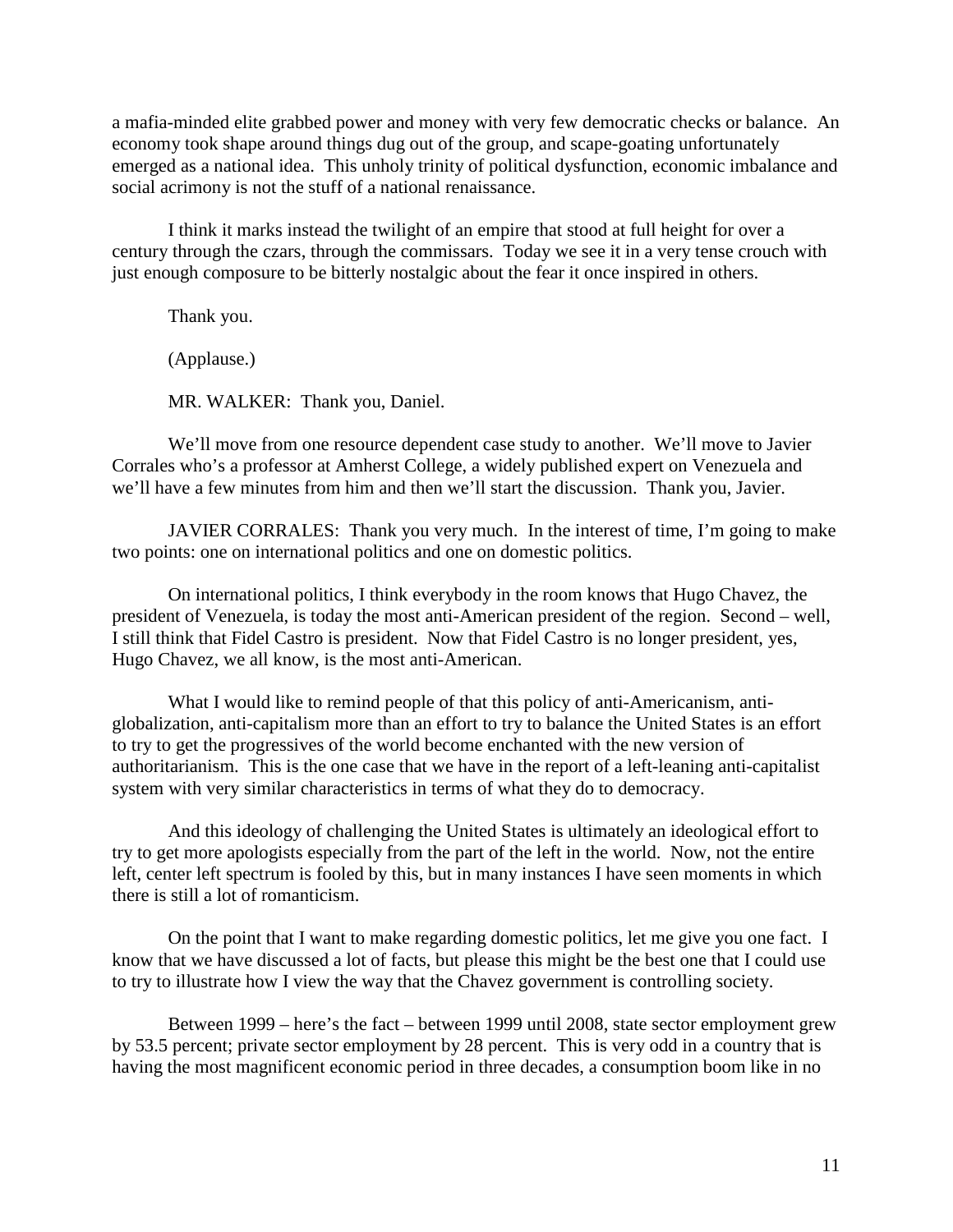a mafia-minded elite grabbed power and money with very few democratic checks or balance. An economy took shape around things dug out of the group, and scape-goating unfortunately emerged as a national idea. This unholy trinity of political dysfunction, economic imbalance and social acrimony is not the stuff of a national renaissance.

I think it marks instead the twilight of an empire that stood at full height for over a century through the czars, through the commissars. Today we see it in a very tense crouch with just enough composure to be bitterly nostalgic about the fear it once inspired in others.

Thank you.

(Applause.)

MR. WALKER: Thank you, Daniel.

We'll move from one resource dependent case study to another. We'll move to Javier Corrales who's a professor at Amherst College, a widely published expert on Venezuela and we'll have a few minutes from him and then we'll start the discussion. Thank you, Javier.

JAVIER CORRALES: Thank you very much. In the interest of time, I'm going to make two points: one on international politics and one on domestic politics.

On international politics, I think everybody in the room knows that Hugo Chavez, the president of Venezuela, is today the most anti-American president of the region. Second – well, I still think that Fidel Castro is president. Now that Fidel Castro is no longer president, yes, Hugo Chavez, we all know, is the most anti-American.

What I would like to remind people of that this policy of anti-Americanism, anti-globalization, anti-capitalism more than an effort to try to balance the United States is an effort to try to get the progressives of the world become enchanted with the new version of authoritarianism. This is the one case that we have in the report of a left-leaning anti-capitalist system with very similar characteristics in terms of what they do to democracy.

And this ideology of challenging the United States is ultimately an ideological effort to try to get more apologists especially from the part of the left in the world. Now, not the entire left, center left spectrum is fooled by this, but in many instances I have seen moments in which there is still a lot of romanticism.

On the point that I want to make regarding domestic politics, let me give you one fact. I know that we have discussed a lot of facts, but please this might be the best one that I could use to try to illustrate how I view the way that the Chavez government is controlling society.

Between 1999 – here's the fact – between 1999 until 2008, state sector employment grew by 53.5 percent; private sector employment by 28 percent. This is very odd in a country that is having the most magnificent economic period in three decades, a consumption boom like in no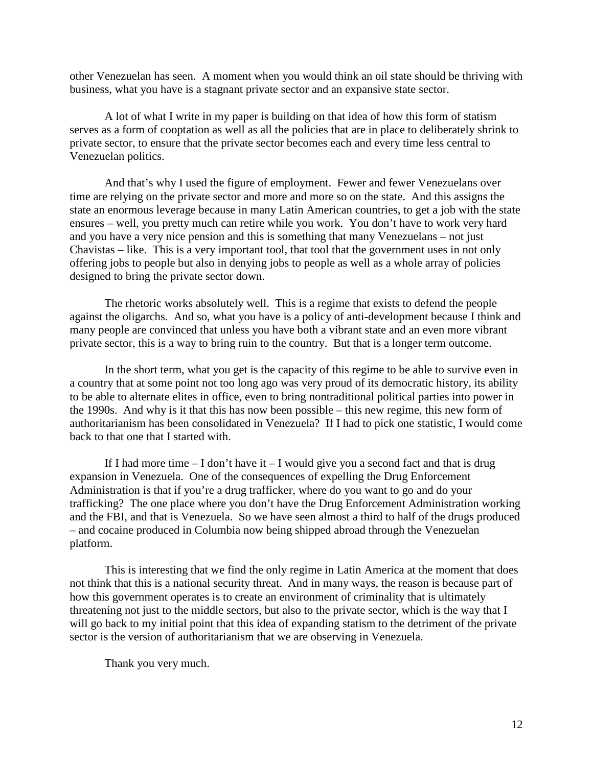other Venezuelan has seen. A moment when you would think an oil state should be thriving with business, what you have is a stagnant private sector and an expansive state sector.

A lot of what I write in my paper is building on that idea of how this form of statism serves as a form of cooptation as well as all the policies that are in place to deliberately shrink to private sector, to ensure that the private sector becomes each and every time less central to Venezuelan politics.

And that's why I used the figure of employment. Fewer and fewer Venezuelans over time are relying on the private sector and more and more so on the state. And this assigns the state an enormous leverage because in many Latin American countries, to get a job with the state ensures – well, you pretty much can retire while you work. You don't have to work very hard and you have a very nice pension and this is something that many Venezuelans – not just Chavistas – like. This is a very important tool, that tool that the government uses in not only offering jobs to people but also in denying jobs to people as well as a whole array of policies designed to bring the private sector down.

The rhetoric works absolutely well. This is a regime that exists to defend the people against the oligarchs. And so, what you have is a policy of anti-development because I think and many people are convinced that unless you have both a vibrant state and an even more vibrant private sector, this is a way to bring ruin to the country. But that is a longer term outcome.

In the short term, what you get is the capacity of this regime to be able to survive even in a country that at some point not too long ago was very proud of its democratic history, its ability to be able to alternate elites in office, even to bring nontraditional political parties into power in the 1990s. And why is it that this has now been possible – this new regime, this new form of authoritarianism has been consolidated in Venezuela? If I had to pick one statistic, I would come back to that one that I started with.

If I had more time – I don't have it – I would give you a second fact and that is drug expansion in Venezuela. One of the consequences of expelling the Drug Enforcement Administration is that if you're a drug trafficker, where do you want to go and do your trafficking? The one place where you don't have the Drug Enforcement Administration working and the FBI, and that is Venezuela. So we have seen almost a third to half of the drugs produced – and cocaine produced in Columbia now being shipped abroad through the Venezuelan platform.

This is interesting that we find the only regime in Latin America at the moment that does not think that this is a national security threat. And in many ways, the reason is because part of how this government operates is to create an environment of criminality that is ultimately threatening not just to the middle sectors, but also to the private sector, which is the way that I will go back to my initial point that this idea of expanding statism to the detriment of the private sector is the version of authoritarianism that we are observing in Venezuela.

Thank you very much.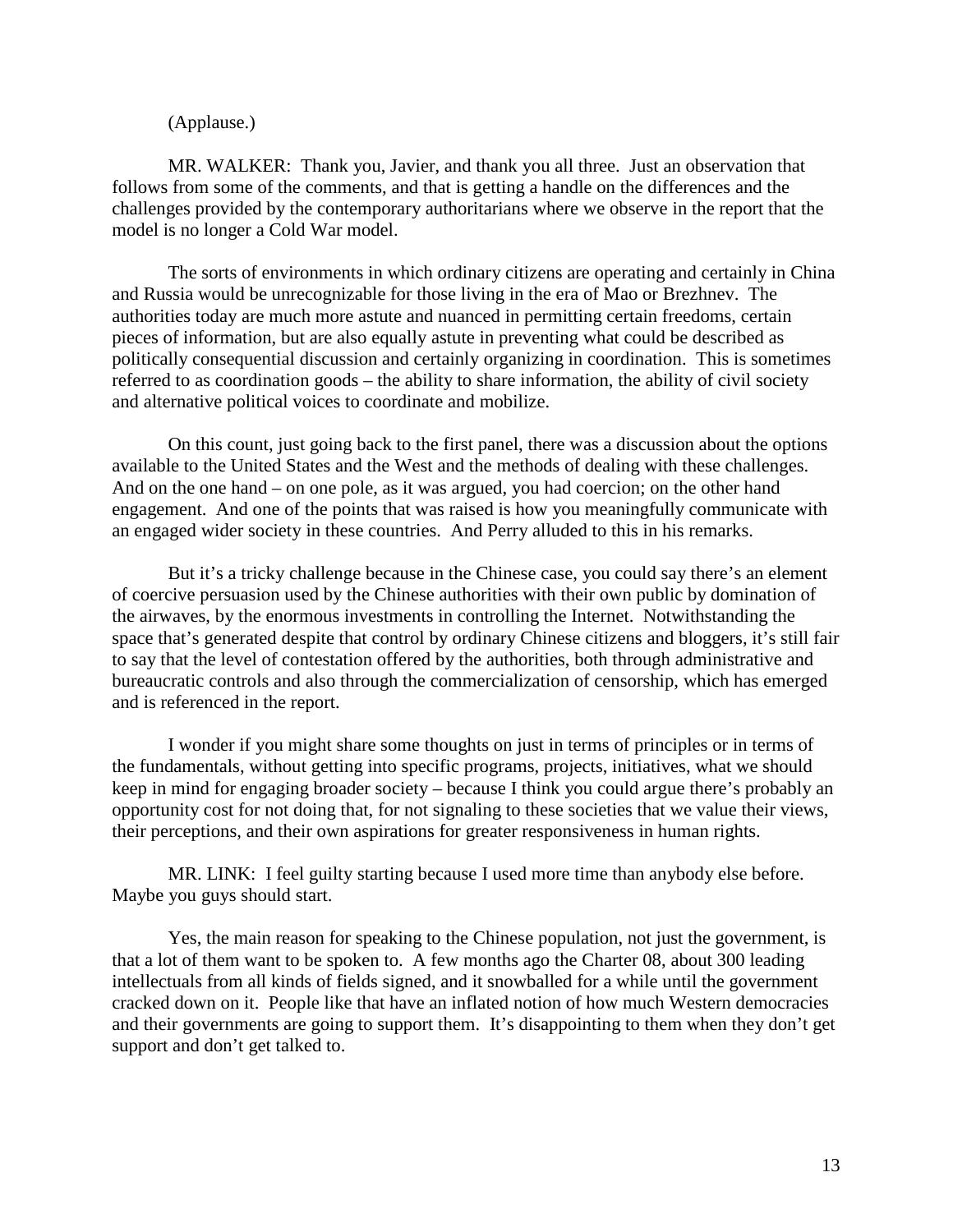(Applause.)

MR. WALKER: Thank you, Javier, and thank you all three. Just an observation that follows from some of the comments, and that is getting a handle on the differences and the challenges provided by the contemporary authoritarians where we observe in the report that the model is no longer a Cold War model.

The sorts of environments in which ordinary citizens are operating and certainly in China and Russia would be unrecognizable for those living in the era of Mao or Brezhnev. The authorities today are much more astute and nuanced in permitting certain freedoms, certain pieces of information, but are also equally astute in preventing what could be described as politically consequential discussion and certainly organizing in coordination. This is sometimes referred to as coordination goods – the ability to share information, the ability of civil society and alternative political voices to coordinate and mobilize.

On this count, just going back to the first panel, there was a discussion about the options available to the United States and the West and the methods of dealing with these challenges. And on the one hand – on one pole, as it was argued, you had coercion; on the other hand engagement. And one of the points that was raised is how you meaningfully communicate with an engaged wider society in these countries. And Perry alluded to this in his remarks.

But it's a tricky challenge because in the Chinese case, you could say there's an element of coercive persuasion used by the Chinese authorities with their own public by domination of the airwaves, by the enormous investments in controlling the Internet. Notwithstanding the space that's generated despite that control by ordinary Chinese citizens and bloggers, it's still fair to say that the level of contestation offered by the authorities, both through administrative and bureaucratic controls and also through the commercialization of censorship, which has emerged and is referenced in the report.

I wonder if you might share some thoughts on just in terms of principles or in terms of the fundamentals, without getting into specific programs, projects, initiatives, what we should keep in mind for engaging broader society – because I think you could argue there's probably an opportunity cost for not doing that, for not signaling to these societies that we value their views, their perceptions, and their own aspirations for greater responsiveness in human rights.

MR. LINK: I feel guilty starting because I used more time than anybody else before. Maybe you guys should start.

Yes, the main reason for speaking to the Chinese population, not just the government, is that a lot of them want to be spoken to. A few months ago the Charter 08, about 300 leading intellectuals from all kinds of fields signed, and it snowballed for a while until the government cracked down on it. People like that have an inflated notion of how much Western democracies and their governments are going to support them. It's disappointing to them when they don't get support and don't get talked to.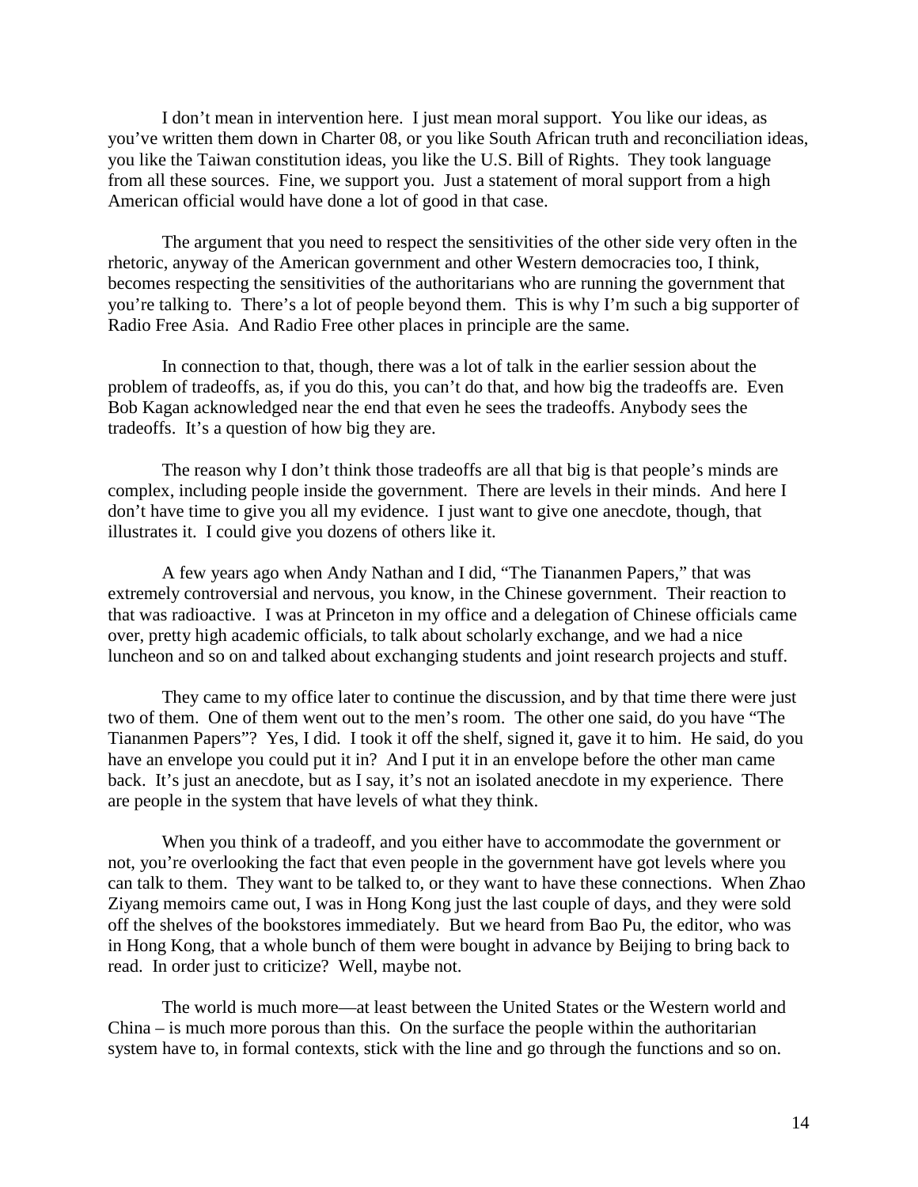I don't mean in intervention here. I just mean moral support. You like our ideas, as you've written them down in Charter 08, or you like South African truth and reconciliation ideas, you like the Taiwan constitution ideas, you like the U.S. Bill of Rights. They took language from all these sources. Fine, we support you. Just a statement of moral support from a high American official would have done a lot of good in that case.

The argument that you need to respect the sensitivities of the other side very often in the rhetoric, anyway of the American government and other Western democracies too, I think, becomes respecting the sensitivities of the authoritarians who are running the government that you're talking to. There's a lot of people beyond them. This is why I'm such a big supporter of Radio Free Asia. And Radio Free other places in principle are the same.

In connection to that, though, there was a lot of talk in the earlier session about the problem of tradeoffs, as, if you do this, you can't do that, and how big the tradeoffs are. Even Bob Kagan acknowledged near the end that even he sees the tradeoffs. Anybody sees the tradeoffs. It's a question of how big they are.

The reason why I don't think those tradeoffs are all that big is that people's minds are complex, including people inside the government. There are levels in their minds. And here I don't have time to give you all my evidence. I just want to give one anecdote, though, that illustrates it. I could give you dozens of others like it.

A few years ago when Andy Nathan and I did, "The Tiananmen Papers," that was extremely controversial and nervous, you know, in the Chinese government. Their reaction to that was radioactive. I was at Princeton in my office and a delegation of Chinese officials came over, pretty high academic officials, to talk about scholarly exchange, and we had a nice luncheon and so on and talked about exchanging students and joint research projects and stuff.

They came to my office later to continue the discussion, and by that time there were just two of them. One of them went out to the men's room. The other one said, do you have "The Tiananmen Papers"? Yes, I did. I took it off the shelf, signed it, gave it to him. He said, do you have an envelope you could put it in? And I put it in an envelope before the other man came back. It's just an anecdote, but as I say, it's not an isolated anecdote in my experience. There are people in the system that have levels of what they think.

When you think of a tradeoff, and you either have to accommodate the government or not, you're overlooking the fact that even people in the government have got levels where you can talk to them. They want to be talked to, or they want to have these connections. When Zhao Ziyang memoirs came out, I was in Hong Kong just the last couple of days, and they were sold off the shelves of the bookstores immediately. But we heard from Bao Pu, the editor, who was in Hong Kong, that a whole bunch of them were bought in advance by Beijing to bring back to read. In order just to criticize? Well, maybe not.

The world is much more—at least between the United States or the Western world and China – is much more porous than this. On the surface the people within the authoritarian system have to, in formal contexts, stick with the line and go through the functions and so on.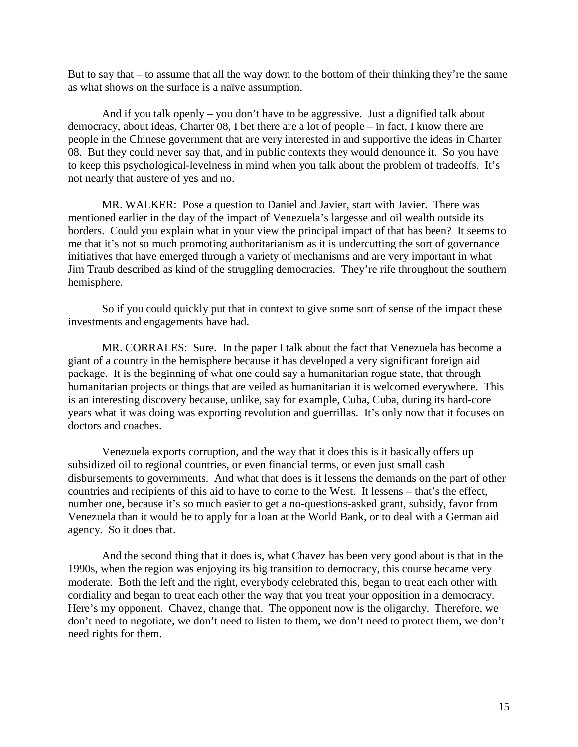But to say that – to assume that all the way down to the bottom of their thinking they're the same as what shows on the surface is a naïve assumption.

And if you talk openly – you don't have to be aggressive. Just a dignified talk about democracy, about ideas, Charter 08, I bet there are a lot of people – in fact, I know there are people in the Chinese government that are very interested in and supportive the ideas in Charter 08. But they could never say that, and in public contexts they would denounce it. So you have to keep this psychological-levelness in mind when you talk about the problem of tradeoffs. It's not nearly that austere of yes and no.

MR. WALKER: Pose a question to Daniel and Javier, start with Javier. There was mentioned earlier in the day of the impact of Venezuela's largesse and oil wealth outside its borders. Could you explain what in your view the principal impact of that has been? It seems to me that it's not so much promoting authoritarianism as it is undercutting the sort of governance initiatives that have emerged through a variety of mechanisms and are very important in what Jim Traub described as kind of the struggling democracies. They're rife throughout the southern hemisphere.

So if you could quickly put that in context to give some sort of sense of the impact these investments and engagements have had.

MR. CORRALES: Sure. In the paper I talk about the fact that Venezuela has become a giant of a country in the hemisphere because it has developed a very significant foreign aid package. It is the beginning of what one could say a humanitarian rogue state, that through humanitarian projects or things that are veiled as humanitarian it is welcomed everywhere. This is an interesting discovery because, unlike, say for example, Cuba, Cuba, during its hard-core years what it was doing was exporting revolution and guerrillas. It's only now that it focuses on doctors and coaches.

Venezuela exports corruption, and the way that it does this is it basically offers up subsidized oil to regional countries, or even financial terms, or even just small cash disbursements to governments. And what that does is it lessens the demands on the part of other countries and recipients of this aid to have to come to the West. It lessens – that's the effect, number one, because it's so much easier to get a no-questions-asked grant, subsidy, favor from Venezuela than it would be to apply for a loan at the World Bank, or to deal with a German aid agency. So it does that.

And the second thing that it does is, what Chavez has been very good about is that in the 1990s, when the region was enjoying its big transition to democracy, this course became very moderate. Both the left and the right, everybody celebrated this, began to treat each other with cordiality and began to treat each other the way that you treat your opposition in a democracy. Here's my opponent. Chavez, change that. The opponent now is the oligarchy. Therefore, we don't need to negotiate, we don't need to listen to them, we don't need to protect them, we don't need rights for them.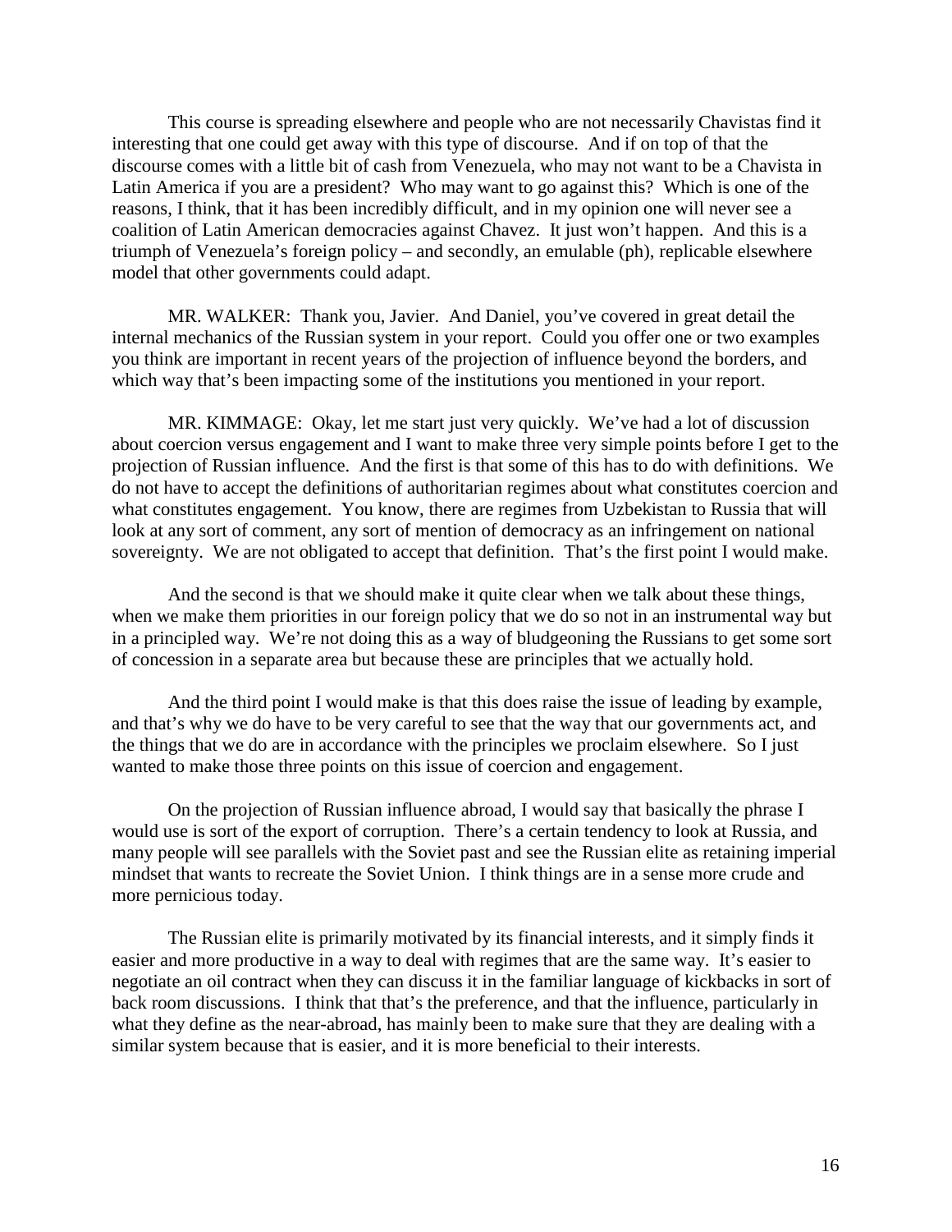This course is spreading elsewhere and people who are not necessarily Chavistas find it interesting that one could get away with this type of discourse. And if on top of that the discourse comes with a little bit of cash from Venezuela, who may not want to be a Chavista in Latin America if you are a president? Who may want to go against this? Which is one of the reasons, I think, that it has been incredibly difficult, and in my opinion one will never see a coalition of Latin American democracies against Chavez. It just won't happen. And this is a triumph of Venezuela's foreign policy – and secondly, an emulable (ph), replicable elsewhere model that other governments could adapt.

MR. WALKER: Thank you, Javier. And Daniel, you've covered in great detail the internal mechanics of the Russian system in your report. Could you offer one or two examples you think are important in recent years of the projection of influence beyond the borders, and which way that's been impacting some of the institutions you mentioned in your report.

MR. KIMMAGE: Okay, let me start just very quickly. We've had a lot of discussion about coercion versus engagement and I want to make three very simple points before I get to the projection of Russian influence. And the first is that some of this has to do with definitions. We do not have to accept the definitions of authoritarian regimes about what constitutes coercion and what constitutes engagement. You know, there are regimes from Uzbekistan to Russia that will look at any sort of comment, any sort of mention of democracy as an infringement on national sovereignty. We are not obligated to accept that definition. That's the first point I would make.

And the second is that we should make it quite clear when we talk about these things, when we make them priorities in our foreign policy that we do so not in an instrumental way but in a principled way. We're not doing this as a way of bludgeoning the Russians to get some sort of concession in a separate area but because these are principles that we actually hold.

And the third point I would make is that this does raise the issue of leading by example, and that's why we do have to be very careful to see that the way that our governments act, and the things that we do are in accordance with the principles we proclaim elsewhere. So I just wanted to make those three points on this issue of coercion and engagement.

On the projection of Russian influence abroad, I would say that basically the phrase I would use is sort of the export of corruption. There's a certain tendency to look at Russia, and many people will see parallels with the Soviet past and see the Russian elite as retaining imperial mindset that wants to recreate the Soviet Union. I think things are in a sense more crude and more pernicious today.

The Russian elite is primarily motivated by its financial interests, and it simply finds it easier and more productive in a way to deal with regimes that are the same way. It's easier to negotiate an oil contract when they can discuss it in the familiar language of kickbacks in sort of back room discussions. I think that that's the preference, and that the influence, particularly in what they define as the near-abroad, has mainly been to make sure that they are dealing with a similar system because that is easier, and it is more beneficial to their interests.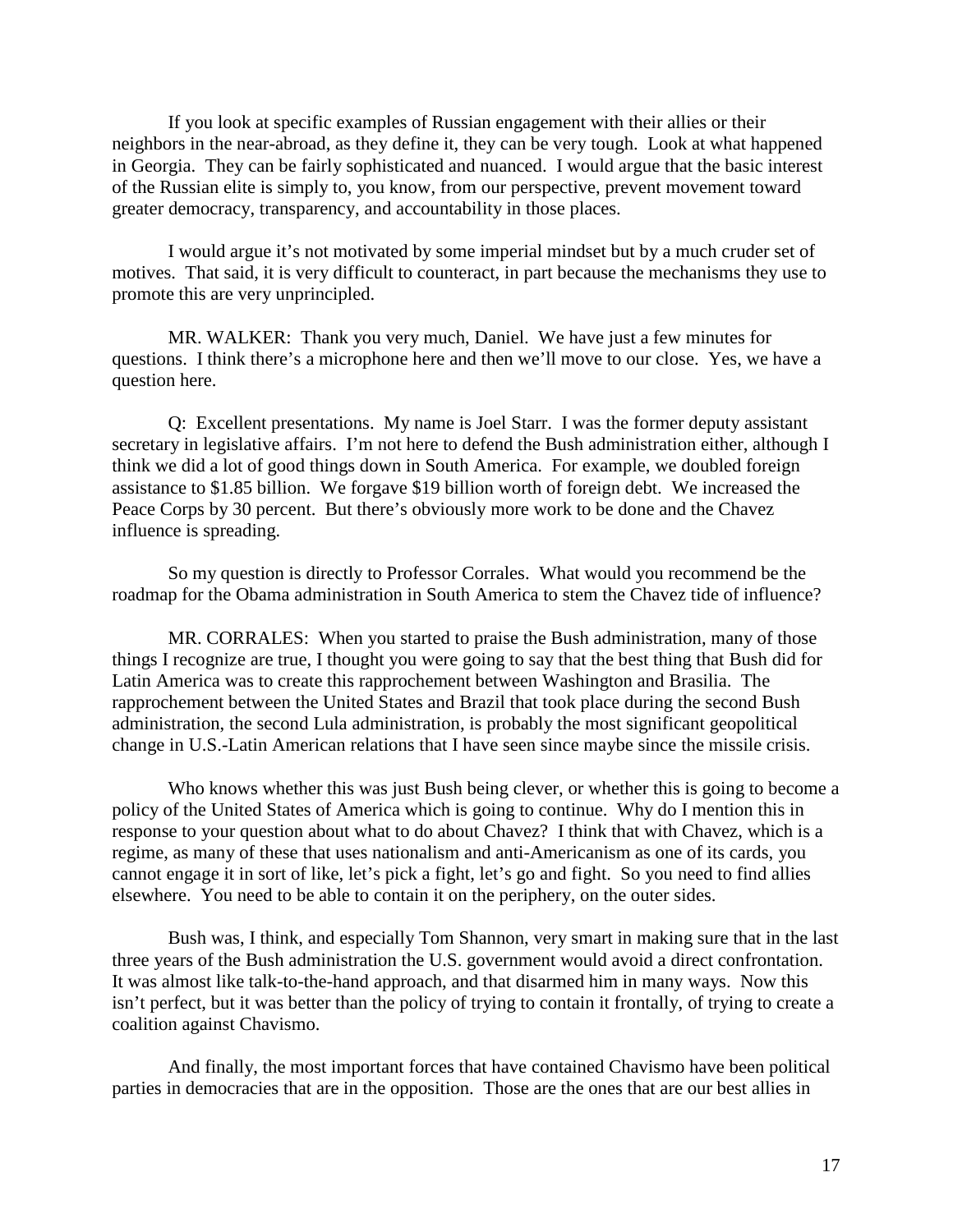If you look at specific examples of Russian engagement with their allies or their neighbors in the near-abroad, as they define it, they can be very tough. Look at what happened in Georgia. They can be fairly sophisticated and nuanced. I would argue that the basic interest of the Russian elite is simply to, you know, from our perspective, prevent movement toward greater democracy, transparency, and accountability in those places.

I would argue it's not motivated by some imperial mindset but by a much cruder set of motives. That said, it is very difficult to counteract, in part because the mechanisms they use to promote this are very unprincipled.

MR. WALKER: Thank you very much, Daniel. We have just a few minutes for questions. I think there's a microphone here and then we'll move to our close. Yes, we have a question here.

Q: Excellent presentations. My name is Joel Starr. I was the former deputy assistant secretary in legislative affairs. I'm not here to defend the Bush administration either, although I think we did a lot of good things down in South America. For example, we doubled foreign assistance to $1.85 billion. We forgave $19 billion worth of foreign debt. We increased the Peace Corps by 30 percent. But there's obviously more work to be done and the Chavez influence is spreading.

So my question is directly to Professor Corrales. What would you recommend be the roadmap for the Obama administration in South America to stem the Chavez tide of influence?

MR. CORRALES: When you started to praise the Bush administration, many of those things I recognize are true, I thought you were going to say that the best thing that Bush did for Latin America was to create this rapprochement between Washington and Brasilia. The rapprochement between the United States and Brazil that took place during the second Bush administration, the second Lula administration, is probably the most significant geopolitical change in U.S.-Latin American relations that I have seen since maybe since the missile crisis.

Who knows whether this was just Bush being clever, or whether this is going to become a policy of the United States of America which is going to continue. Why do I mention this in response to your question about what to do about Chavez? I think that with Chavez, which is a regime, as many of these that uses nationalism and anti-Americanism as one of its cards, you cannot engage it in sort of like, let's pick a fight, let's go and fight. So you need to find allies elsewhere. You need to be able to contain it on the periphery, on the outer sides.

Bush was, I think, and especially Tom Shannon, very smart in making sure that in the last three years of the Bush administration the U.S. government would avoid a direct confrontation. It was almost like talk-to-the-hand approach, and that disarmed him in many ways. Now this isn't perfect, but it was better than the policy of trying to contain it frontally, of trying to create a coalition against Chavismo.

And finally, the most important forces that have contained Chavismo have been political parties in democracies that are in the opposition. Those are the ones that are our best allies in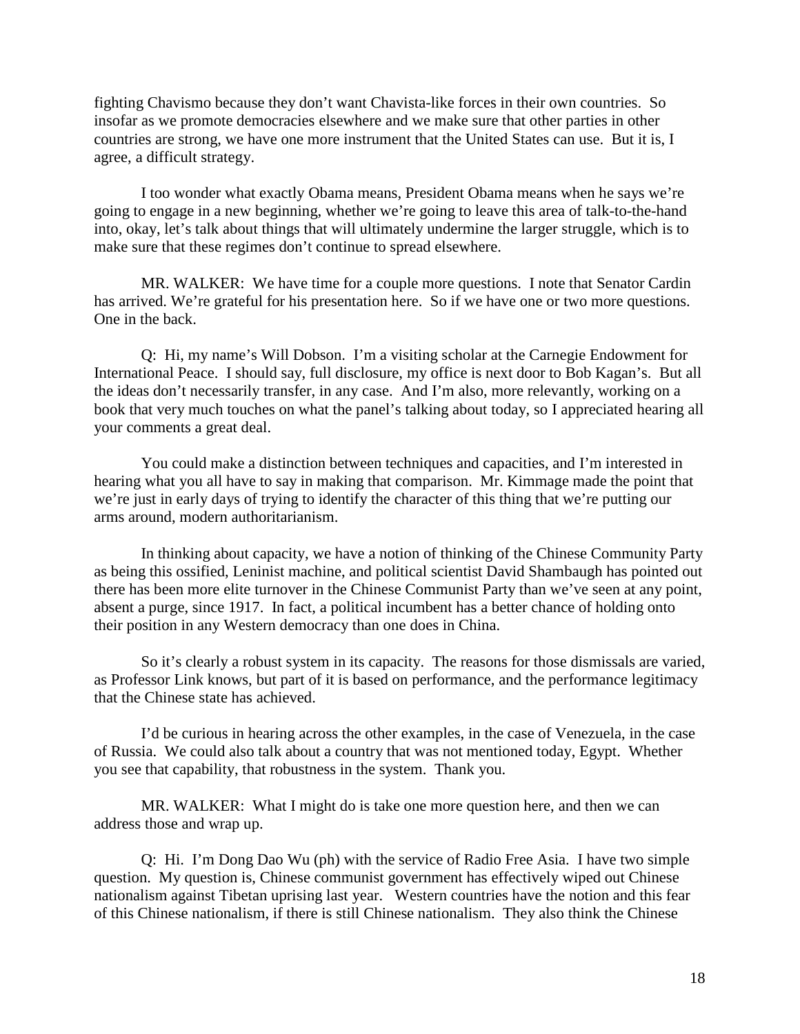fighting Chavismo because they don't want Chavista-like forces in their own countries. So insofar as we promote democracies elsewhere and we make sure that other parties in other countries are strong, we have one more instrument that the United States can use. But it is, I agree, a difficult strategy.

I too wonder what exactly Obama means, President Obama means when he says we're going to engage in a new beginning, whether we're going to leave this area of talk-to-the-hand into, okay, let's talk about things that will ultimately undermine the larger struggle, which is to make sure that these regimes don't continue to spread elsewhere.

MR. WALKER: We have time for a couple more questions. I note that Senator Cardin has arrived. We're grateful for his presentation here. So if we have one or two more questions. One in the back.

Q: Hi, my name's Will Dobson. I'm a visiting scholar at the Carnegie Endowment for International Peace. I should say, full disclosure, my office is next door to Bob Kagan's. But all the ideas don't necessarily transfer, in any case. And I'm also, more relevantly, working on a book that very much touches on what the panel's talking about today, so I appreciated hearing all your comments a great deal.

You could make a distinction between techniques and capacities, and I'm interested in hearing what you all have to say in making that comparison. Mr. Kimmage made the point that we're just in early days of trying to identify the character of this thing that we're putting our arms around, modern authoritarianism.

In thinking about capacity, we have a notion of thinking of the Chinese Community Party as being this ossified, Leninist machine, and political scientist David Shambaugh has pointed out there has been more elite turnover in the Chinese Communist Party than we've seen at any point, absent a purge, since 1917. In fact, a political incumbent has a better chance of holding onto their position in any Western democracy than one does in China.

So it's clearly a robust system in its capacity. The reasons for those dismissals are varied, as Professor Link knows, but part of it is based on performance, and the performance legitimacy that the Chinese state has achieved.

I'd be curious in hearing across the other examples, in the case of Venezuela, in the case of Russia. We could also talk about a country that was not mentioned today, Egypt. Whether you see that capability, that robustness in the system. Thank you.

MR. WALKER: What I might do is take one more question here, and then we can address those and wrap up.

Q: Hi. I'm Dong Dao Wu (ph) with the service of Radio Free Asia. I have two simple question. My question is, Chinese communist government has effectively wiped out Chinese nationalism against Tibetan uprising last year. Western countries have the notion and this fear of this Chinese nationalism, if there is still Chinese nationalism. They also think the Chinese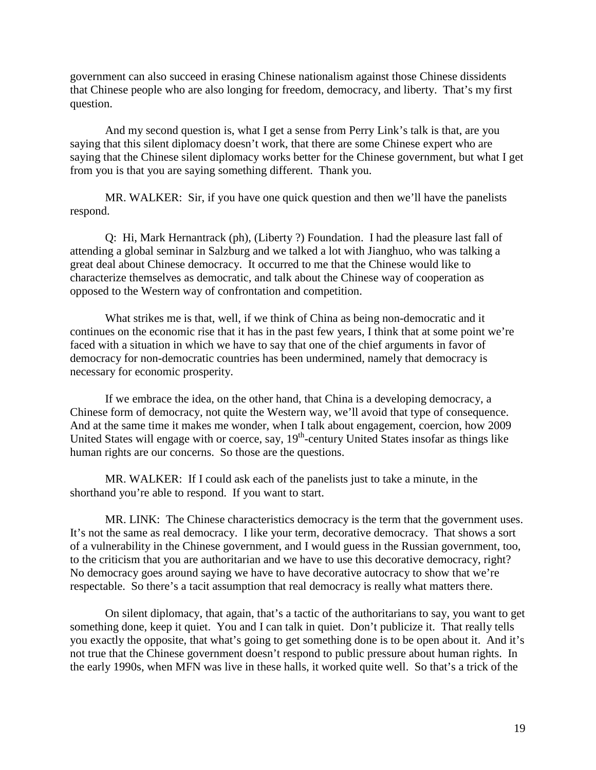government can also succeed in erasing Chinese nationalism against those Chinese dissidents that Chinese people who are also longing for freedom, democracy, and liberty. That's my first question.

And my second question is, what I get a sense from Perry Link's talk is that, are you saying that this silent diplomacy doesn't work, that there are some Chinese expert who are saying that the Chinese silent diplomacy works better for the Chinese government, but what I get from you is that you are saying something different. Thank you.

MR. WALKER: Sir, if you have one quick question and then we'll have the panelists respond.

Q: Hi, Mark Hernantrack (ph), (Liberty ?) Foundation. I had the pleasure last fall of attending a global seminar in Salzburg and we talked a lot with Jianghuo, who was talking a great deal about Chinese democracy. It occurred to me that the Chinese would like to characterize themselves as democratic, and talk about the Chinese way of cooperation as opposed to the Western way of confrontation and competition.

What strikes me is that, well, if we think of China as being non-democratic and it continues on the economic rise that it has in the past few years, I think that at some point we're faced with a situation in which we have to say that one of the chief arguments in favor of democracy for non-democratic countries has been undermined, namely that democracy is necessary for economic prosperity.

If we embrace the idea, on the other hand, that China is a developing democracy, a Chinese form of democracy, not quite the Western way, we'll avoid that type of consequence. And at the same time it makes me wonder, when I talk about engagement, coercion, how 2009 United States will engage with or coerce, say, 19th-century United States insofar as things like human rights are our concerns. So those are the questions.

MR. WALKER: If I could ask each of the panelists just to take a minute, in the shorthand you're able to respond. If you want to start.

MR. LINK: The Chinese characteristics democracy is the term that the government uses. It's not the same as real democracy. I like your term, decorative democracy. That shows a sort of a vulnerability in the Chinese government, and I would guess in the Russian government, too, to the criticism that you are authoritarian and we have to use this decorative democracy, right? No democracy goes around saying we have to have decorative autocracy to show that we're respectable. So there's a tacit assumption that real democracy is really what matters there.

On silent diplomacy, that again, that's a tactic of the authoritarians to say, you want to get something done, keep it quiet. You and I can talk in quiet. Don't publicize it. That really tells you exactly the opposite, that what's going to get something done is to be open about it. And it's not true that the Chinese government doesn't respond to public pressure about human rights. In the early 1990s, when MFN was live in these halls, it worked quite well. So that's a trick of the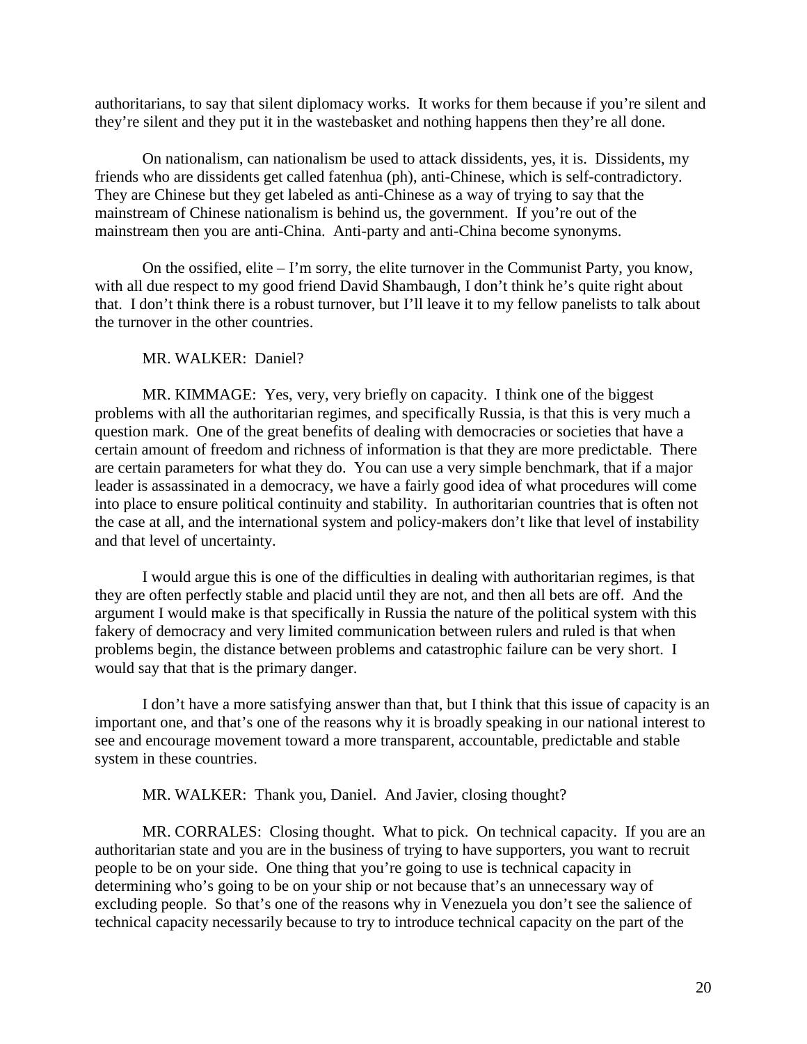authoritarians, to say that silent diplomacy works. It works for them because if you're silent and they're silent and they put it in the wastebasket and nothing happens then they're all done.

On nationalism, can nationalism be used to attack dissidents, yes, it is. Dissidents, my friends who are dissidents get called fatenhua (ph), anti-Chinese, which is self-contradictory. They are Chinese but they get labeled as anti-Chinese as a way of trying to say that the mainstream of Chinese nationalism is behind us, the government. If you're out of the mainstream then you are anti-China. Anti-party and anti-China become synonyms.

On the ossified, elite – I'm sorry, the elite turnover in the Communist Party, you know, with all due respect to my good friend David Shambaugh, I don't think he's quite right about that. I don't think there is a robust turnover, but I'll leave it to my fellow panelists to talk about the turnover in the other countries.

MR. WALKER: Daniel?

MR. KIMMAGE: Yes, very, very briefly on capacity. I think one of the biggest problems with all the authoritarian regimes, and specifically Russia, is that this is very much a question mark. One of the great benefits of dealing with democracies or societies that have a certain amount of freedom and richness of information is that they are more predictable. There are certain parameters for what they do. You can use a very simple benchmark, that if a major leader is assassinated in a democracy, we have a fairly good idea of what procedures will come into place to ensure political continuity and stability. In authoritarian countries that is often not the case at all, and the international system and policy-makers don't like that level of instability and that level of uncertainty.

I would argue this is one of the difficulties in dealing with authoritarian regimes, is that they are often perfectly stable and placid until they are not, and then all bets are off. And the argument I would make is that specifically in Russia the nature of the political system with this fakery of democracy and very limited communication between rulers and ruled is that when problems begin, the distance between problems and catastrophic failure can be very short. I would say that that is the primary danger.

I don't have a more satisfying answer than that, but I think that this issue of capacity is an important one, and that's one of the reasons why it is broadly speaking in our national interest to see and encourage movement toward a more transparent, accountable, predictable and stable system in these countries.

MR. WALKER: Thank you, Daniel. And Javier, closing thought?

MR. CORRALES: Closing thought. What to pick. On technical capacity. If you are an authoritarian state and you are in the business of trying to have supporters, you want to recruit people to be on your side. One thing that you're going to use is technical capacity in determining who's going to be on your ship or not because that's an unnecessary way of excluding people. So that's one of the reasons why in Venezuela you don't see the salience of technical capacity necessarily because to try to introduce technical capacity on the part of the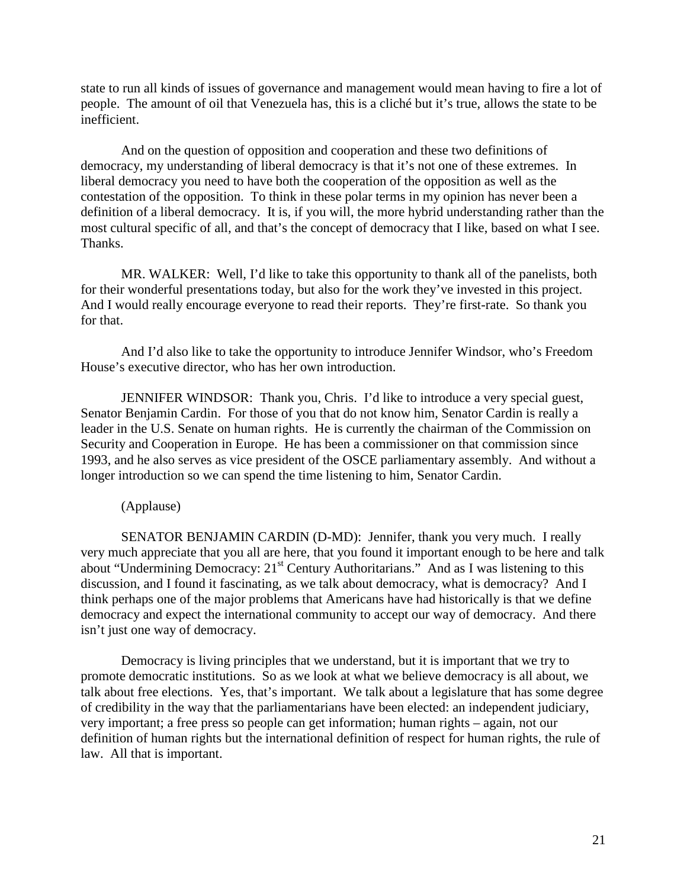state to run all kinds of issues of governance and management would mean having to fire a lot of people. The amount of oil that Venezuela has, this is a cliché but it's true, allows the state to be inefficient.

And on the question of opposition and cooperation and these two definitions of democracy, my understanding of liberal democracy is that it's not one of these extremes. In liberal democracy you need to have both the cooperation of the opposition as well as the contestation of the opposition. To think in these polar terms in my opinion has never been a definition of a liberal democracy. It is, if you will, the more hybrid understanding rather than the most cultural specific of all, and that's the concept of democracy that I like, based on what I see. Thanks.

MR. WALKER: Well, I'd like to take this opportunity to thank all of the panelists, both for their wonderful presentations today, but also for the work they've invested in this project. And I would really encourage everyone to read their reports. They're first-rate. So thank you for that.

And I'd also like to take the opportunity to introduce Jennifer Windsor, who's Freedom House's executive director, who has her own introduction.

JENNIFER WINDSOR: Thank you, Chris. I'd like to introduce a very special guest, Senator Benjamin Cardin. For those of you that do not know him, Senator Cardin is really a leader in the U.S. Senate on human rights. He is currently the chairman of the Commission on Security and Cooperation in Europe. He has been a commissioner on that commission since 1993, and he also serves as vice president of the OSCE parliamentary assembly. And without a longer introduction so we can spend the time listening to him, Senator Cardin.

(Applause)

SENATOR BENJAMIN CARDIN (D-MD): Jennifer, thank you very much. I really very much appreciate that you all are here, that you found it important enough to be here and talk about "Undermining Democracy: 21st Century Authoritarians." And as I was listening to this discussion, and I found it fascinating, as we talk about democracy, what is democracy? And I think perhaps one of the major problems that Americans have had historically is that we define democracy and expect the international community to accept our way of democracy. And there isn't just one way of democracy.

Democracy is living principles that we understand, but it is important that we try to promote democratic institutions. So as we look at what we believe democracy is all about, we talk about free elections. Yes, that's important. We talk about a legislature that has some degree of credibility in the way that the parliamentarians have been elected: an independent judiciary, very important; a free press so people can get information; human rights – again, not our definition of human rights but the international definition of respect for human rights, the rule of law. All that is important.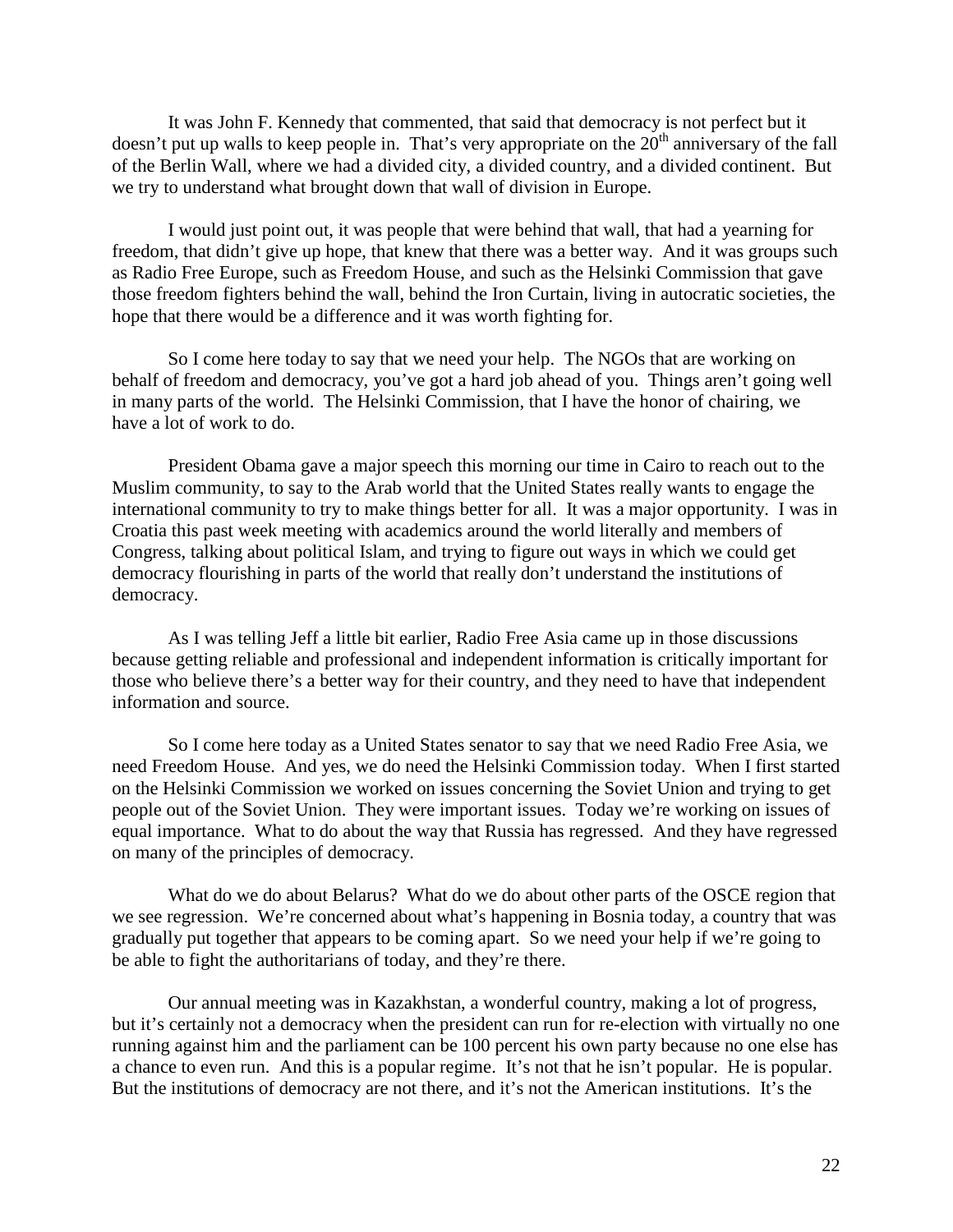It was John F. Kennedy that commented, that said that democracy is not perfect but it doesn't put up walls to keep people in. That's very appropriate on the 20th anniversary of the fall of the Berlin Wall, where we had a divided city, a divided country, and a divided continent. But we try to understand what brought down that wall of division in Europe.

I would just point out, it was people that were behind that wall, that had a yearning for freedom, that didn't give up hope, that knew that there was a better way. And it was groups such as Radio Free Europe, such as Freedom House, and such as the Helsinki Commission that gave those freedom fighters behind the wall, behind the Iron Curtain, living in autocratic societies, the hope that there would be a difference and it was worth fighting for.

So I come here today to say that we need your help. The NGOs that are working on behalf of freedom and democracy, you've got a hard job ahead of you. Things aren't going well in many parts of the world. The Helsinki Commission, that I have the honor of chairing, we have a lot of work to do.

President Obama gave a major speech this morning our time in Cairo to reach out to the Muslim community, to say to the Arab world that the United States really wants to engage the international community to try to make things better for all. It was a major opportunity. I was in Croatia this past week meeting with academics around the world literally and members of Congress, talking about political Islam, and trying to figure out ways in which we could get democracy flourishing in parts of the world that really don't understand the institutions of democracy.

As I was telling Jeff a little bit earlier, Radio Free Asia came up in those discussions because getting reliable and professional and independent information is critically important for those who believe there's a better way for their country, and they need to have that independent information and source.

So I come here today as a United States senator to say that we need Radio Free Asia, we need Freedom House. And yes, we do need the Helsinki Commission today. When I first started on the Helsinki Commission we worked on issues concerning the Soviet Union and trying to get people out of the Soviet Union. They were important issues. Today we're working on issues of equal importance. What to do about the way that Russia has regressed. And they have regressed on many of the principles of democracy.

What do we do about Belarus? What do we do about other parts of the OSCE region that we see regression. We're concerned about what's happening in Bosnia today, a country that was gradually put together that appears to be coming apart. So we need your help if we're going to be able to fight the authoritarians of today, and they're there.

Our annual meeting was in Kazakhstan, a wonderful country, making a lot of progress, but it's certainly not a democracy when the president can run for re-election with virtually no one running against him and the parliament can be 100 percent his own party because no one else has a chance to even run. And this is a popular regime. It's not that he isn't popular. He is popular. But the institutions of democracy are not there, and it's not the American institutions. It's the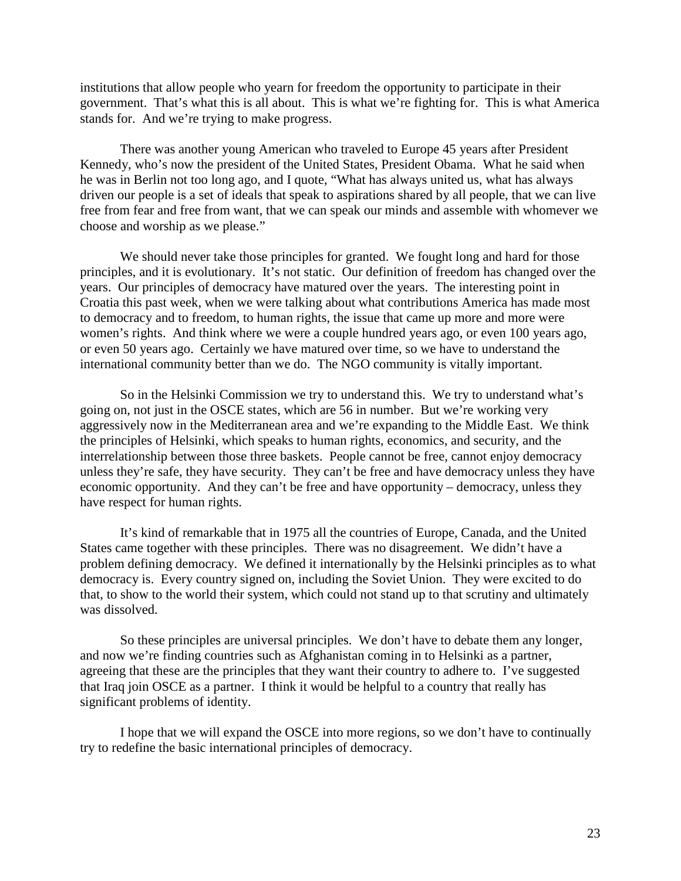institutions that allow people who yearn for freedom the opportunity to participate in their government. That's what this is all about. This is what we're fighting for. This is what America stands for. And we're trying to make progress.

There was another young American who traveled to Europe 45 years after President Kennedy, who's now the president of the United States, President Obama. What he said when he was in Berlin not too long ago, and I quote, "What has always united us, what has always driven our people is a set of ideals that speak to aspirations shared by all people, that we can live free from fear and free from want, that we can speak our minds and assemble with whomever we choose and worship as we please."

We should never take those principles for granted. We fought long and hard for those principles, and it is evolutionary. It's not static. Our definition of freedom has changed over the years. Our principles of democracy have matured over the years. The interesting point in Croatia this past week, when we were talking about what contributions America has made most to democracy and to freedom, to human rights, the issue that came up more and more were women's rights. And think where we were a couple hundred years ago, or even 100 years ago, or even 50 years ago. Certainly we have matured over time, so we have to understand the international community better than we do. The NGO community is vitally important.

So in the Helsinki Commission we try to understand this. We try to understand what's going on, not just in the OSCE states, which are 56 in number. But we're working very aggressively now in the Mediterranean area and we're expanding to the Middle East. We think the principles of Helsinki, which speaks to human rights, economics, and security, and the interrelationship between those three baskets. People cannot be free, cannot enjoy democracy unless they're safe, they have security. They can't be free and have democracy unless they have economic opportunity. And they can't be free and have opportunity – democracy, unless they have respect for human rights.

It's kind of remarkable that in 1975 all the countries of Europe, Canada, and the United States came together with these principles. There was no disagreement. We didn't have a problem defining democracy. We defined it internationally by the Helsinki principles as to what democracy is. Every country signed on, including the Soviet Union. They were excited to do that, to show to the world their system, which could not stand up to that scrutiny and ultimately was dissolved.

So these principles are universal principles. We don't have to debate them any longer, and now we're finding countries such as Afghanistan coming in to Helsinki as a partner, agreeing that these are the principles that they want their country to adhere to. I've suggested that Iraq join OSCE as a partner. I think it would be helpful to a country that really has significant problems of identity.

I hope that we will expand the OSCE into more regions, so we don't have to continually try to redefine the basic international principles of democracy.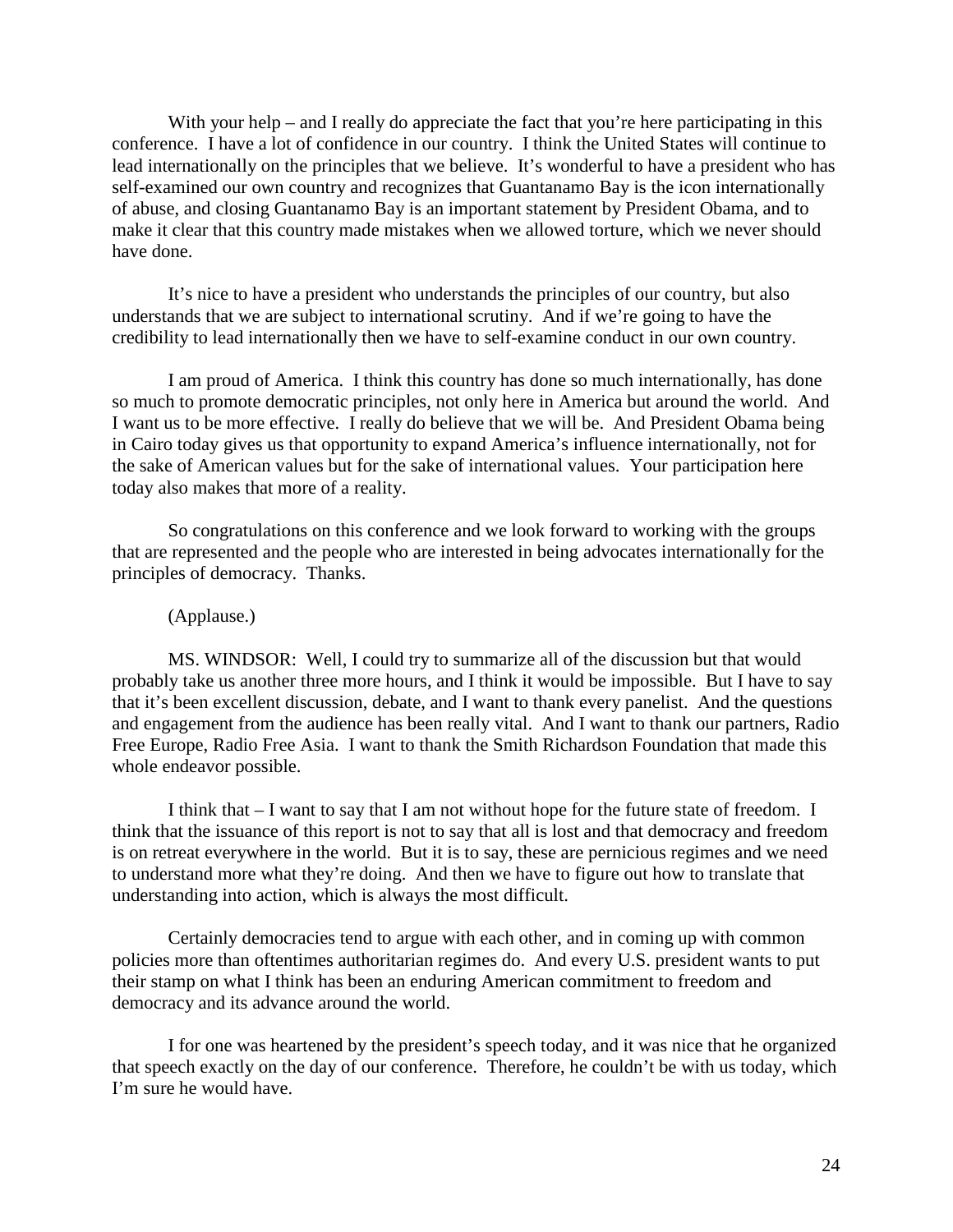With your help – and I really do appreciate the fact that you're here participating in this conference. I have a lot of confidence in our country. I think the United States will continue to lead internationally on the principles that we believe. It's wonderful to have a president who has self-examined our own country and recognizes that Guantanamo Bay is the icon internationally of abuse, and closing Guantanamo Bay is an important statement by President Obama, and to make it clear that this country made mistakes when we allowed torture, which we never should have done.

It's nice to have a president who understands the principles of our country, but also understands that we are subject to international scrutiny. And if we're going to have the credibility to lead internationally then we have to self-examine conduct in our own country.

I am proud of America. I think this country has done so much internationally, has done so much to promote democratic principles, not only here in America but around the world. And I want us to be more effective. I really do believe that we will be. And President Obama being in Cairo today gives us that opportunity to expand America's influence internationally, not for the sake of American values but for the sake of international values. Your participation here today also makes that more of a reality.

So congratulations on this conference and we look forward to working with the groups that are represented and the people who are interested in being advocates internationally for the principles of democracy. Thanks.

(Applause.)

MS. WINDSOR: Well, I could try to summarize all of the discussion but that would probably take us another three more hours, and I think it would be impossible. But I have to say that it's been excellent discussion, debate, and I want to thank every panelist. And the questions and engagement from the audience has been really vital. And I want to thank our partners, Radio Free Europe, Radio Free Asia. I want to thank the Smith Richardson Foundation that made this whole endeavor possible.

I think that – I want to say that I am not without hope for the future state of freedom. I think that the issuance of this report is not to say that all is lost and that democracy and freedom is on retreat everywhere in the world. But it is to say, these are pernicious regimes and we need to understand more what they're doing. And then we have to figure out how to translate that understanding into action, which is always the most difficult.

Certainly democracies tend to argue with each other, and in coming up with common policies more than oftentimes authoritarian regimes do. And every U.S. president wants to put their stamp on what I think has been an enduring American commitment to freedom and democracy and its advance around the world.

I for one was heartened by the president's speech today, and it was nice that he organized that speech exactly on the day of our conference. Therefore, he couldn't be with us today, which I'm sure he would have.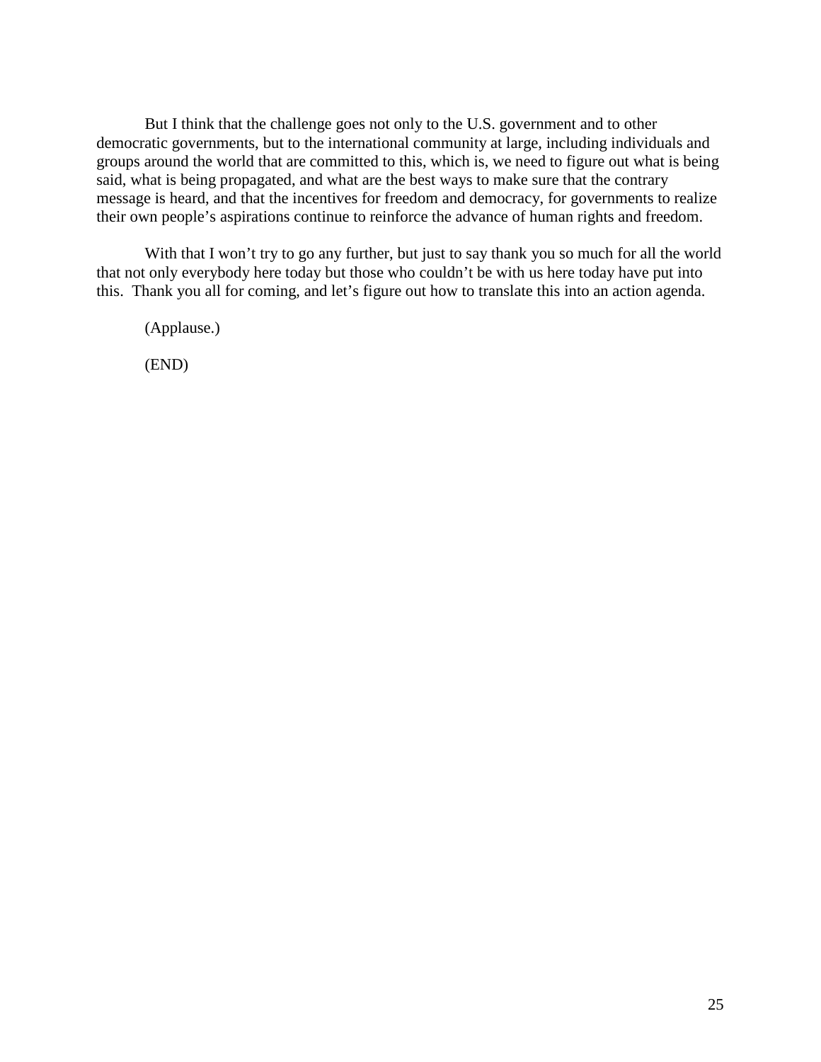But I think that the challenge goes not only to the U.S. government and to other democratic governments, but to the international community at large, including individuals and groups around the world that are committed to this, which is, we need to figure out what is being said, what is being propagated, and what are the best ways to make sure that the contrary message is heard, and that the incentives for freedom and democracy, for governments to realize their own people's aspirations continue to reinforce the advance of human rights and freedom.

With that I won't try to go any further, but just to say thank you so much for all the world that not only everybody here today but those who couldn't be with us here today have put into this. Thank you all for coming, and let's figure out how to translate this into an action agenda.

(Applause.)

(END)